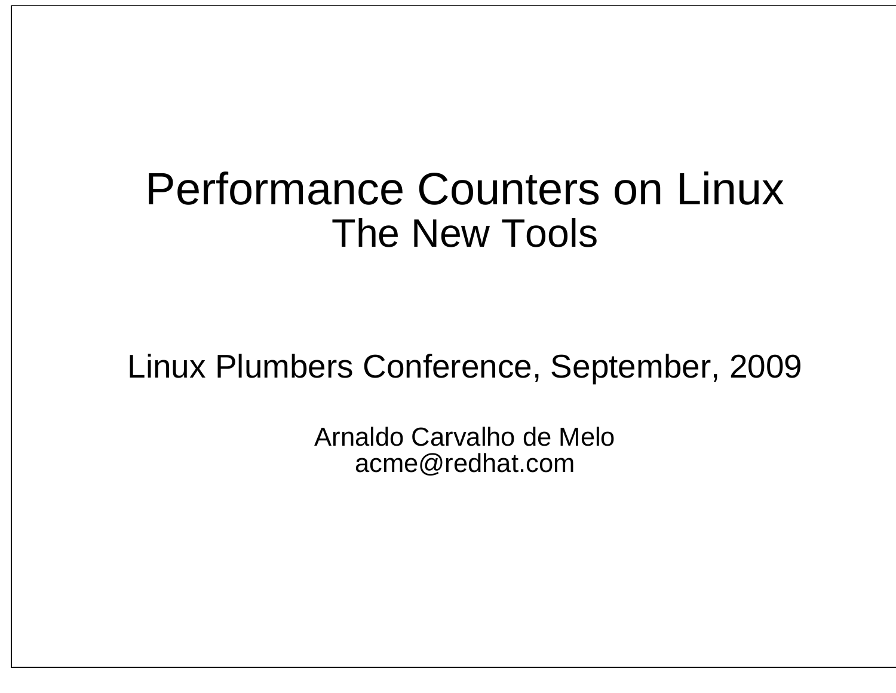# Performance Counters on Linux
## The New Tools

Linux Plumbers Conference, September, 2009

Arnaldo Carvalho de Melo
acme@redhat.com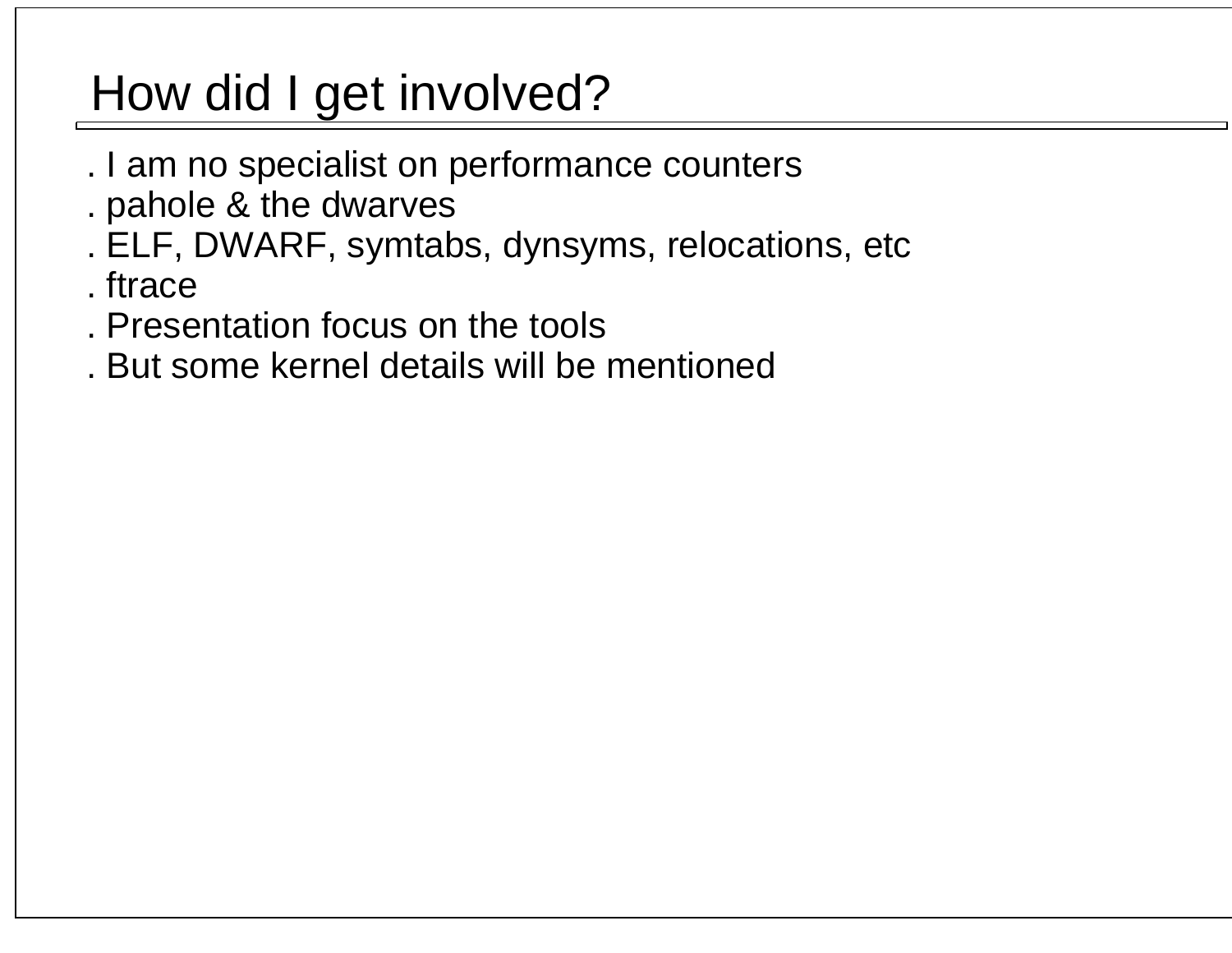# How did I get involved?

. I am no specialist on performance counters
. pahole & the dwarves
. ELF, DWARF, symtabs, dynsyms, relocations, etc
. ftrace
. Presentation focus on the tools
. But some kernel details will be mentioned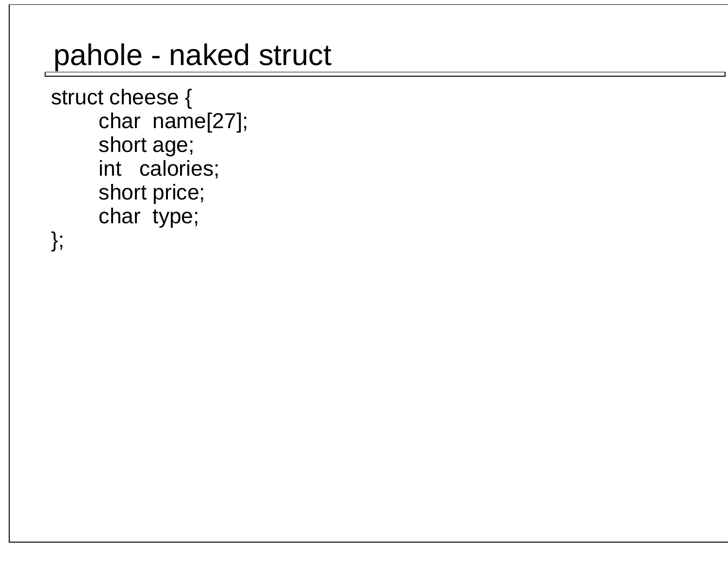# pahole - naked struct

```
struct cheese {
        char  name[27];
        short age;
        int   calories;
        short price;
        char  type;
};
```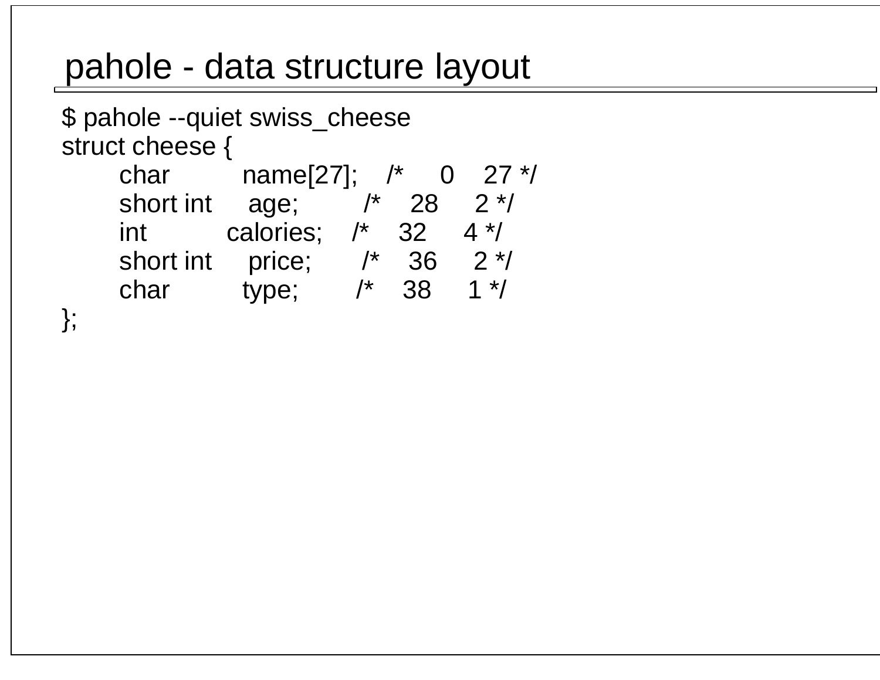# pahole - data structure layout

```
$ pahole --quiet swiss_cheese
struct cheese {
        char          name[27];    /*     0    27 */
        short int     age;         /*    28     2 */
        int           calories;    /*    32     4 */
        short int     price;       /*    36     2 */
        char          type;        /*    38     1 */
};
```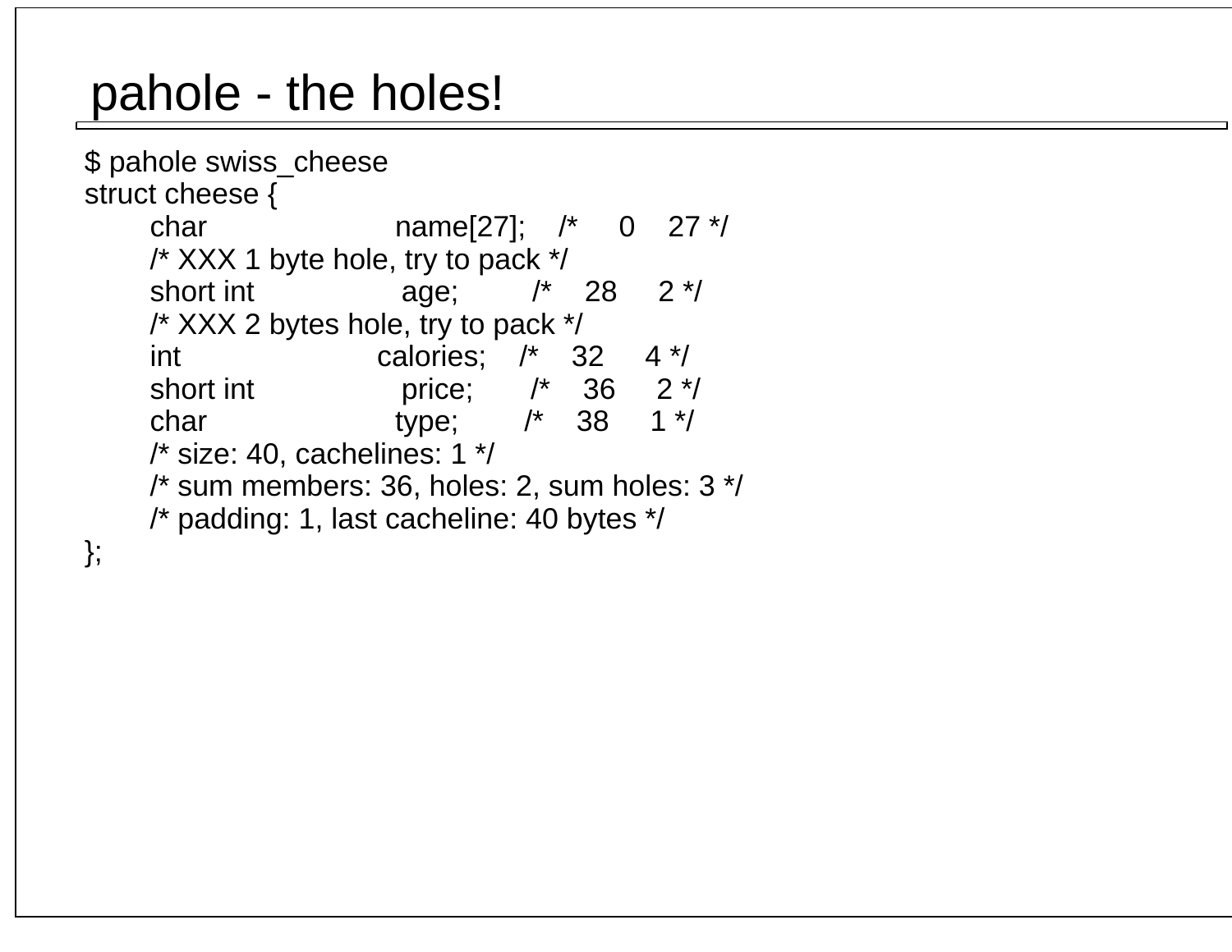# pahole - the holes!

```
$ pahole swiss_cheese
struct cheese {
        char                  name[27];    /*     0    27 */
        /* XXX 1 byte hole, try to pack */
        short int             age;         /*    28     2 */
        /* XXX 2 bytes hole, try to pack */
        int                   calories;    /*    32     4 */
        short int             price;       /*    36     2 */
        char                  type;        /*    38     1 */
        /* size: 40, cachelines: 1 */
        /* sum members: 36, holes: 2, sum holes: 3 */
        /* padding: 1, last cacheline: 40 bytes */
};
```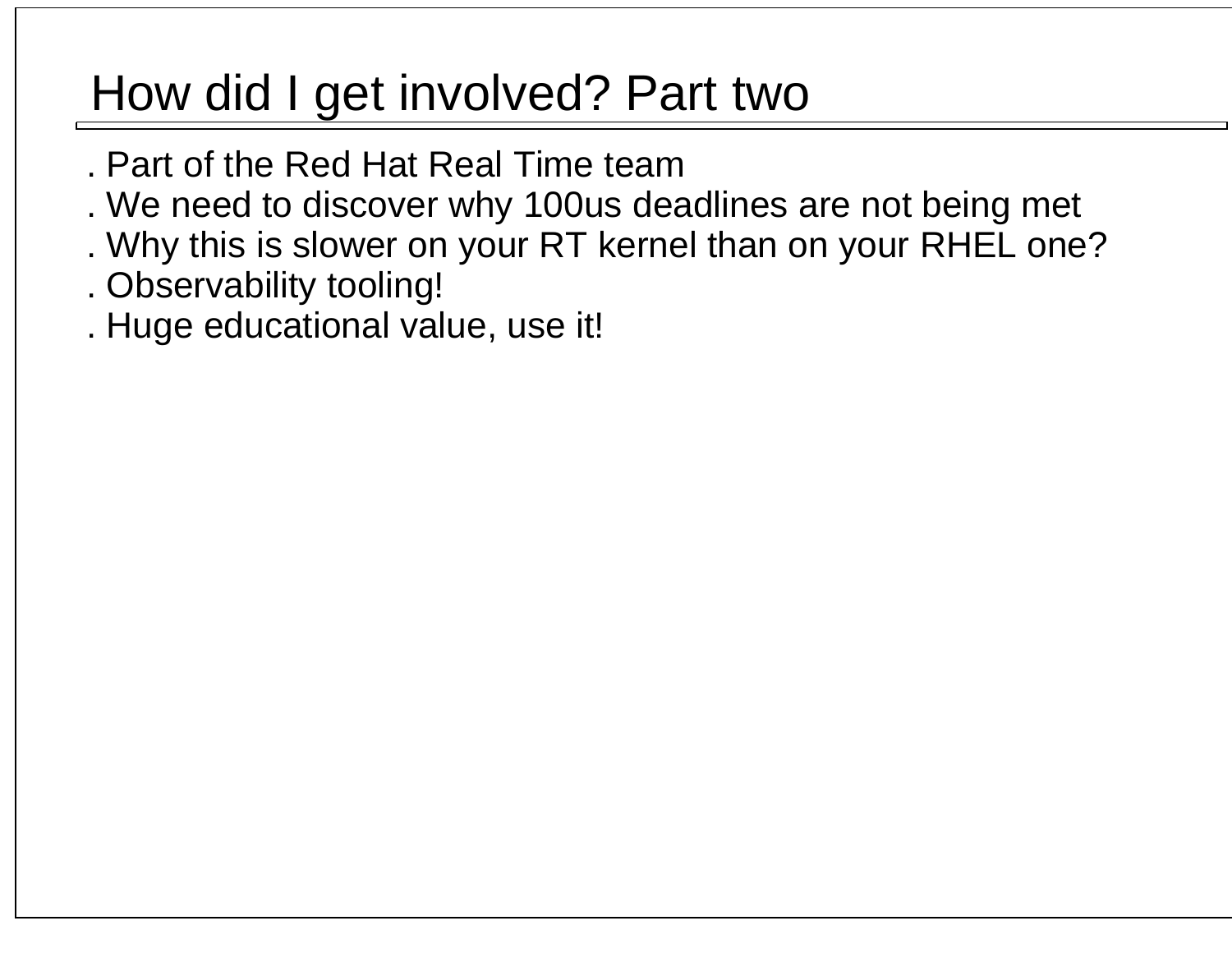# How did I get involved? Part two

- Part of the Red Hat Real Time team
- We need to discover why 100us deadlines are not being met
- Why this is slower on your RT kernel than on your RHEL one?
- Observability tooling!
- Huge educational value, use it!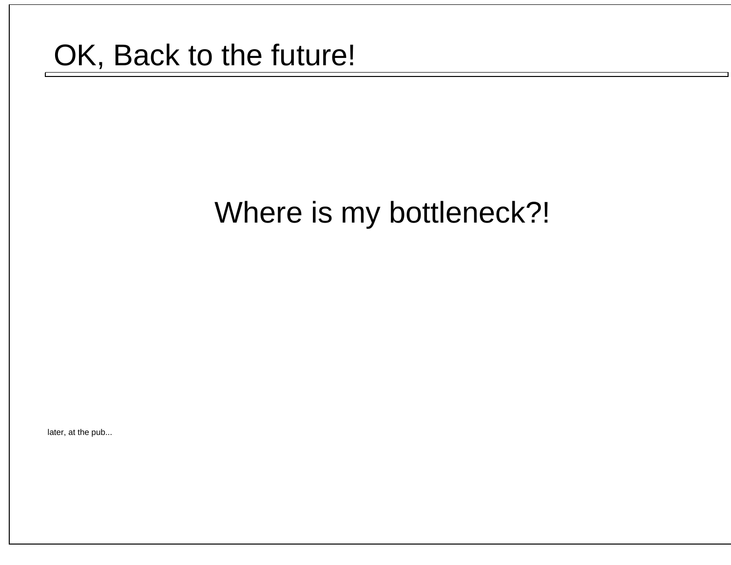# OK, Back to the future!

Where is my bottleneck?!

later, at the pub...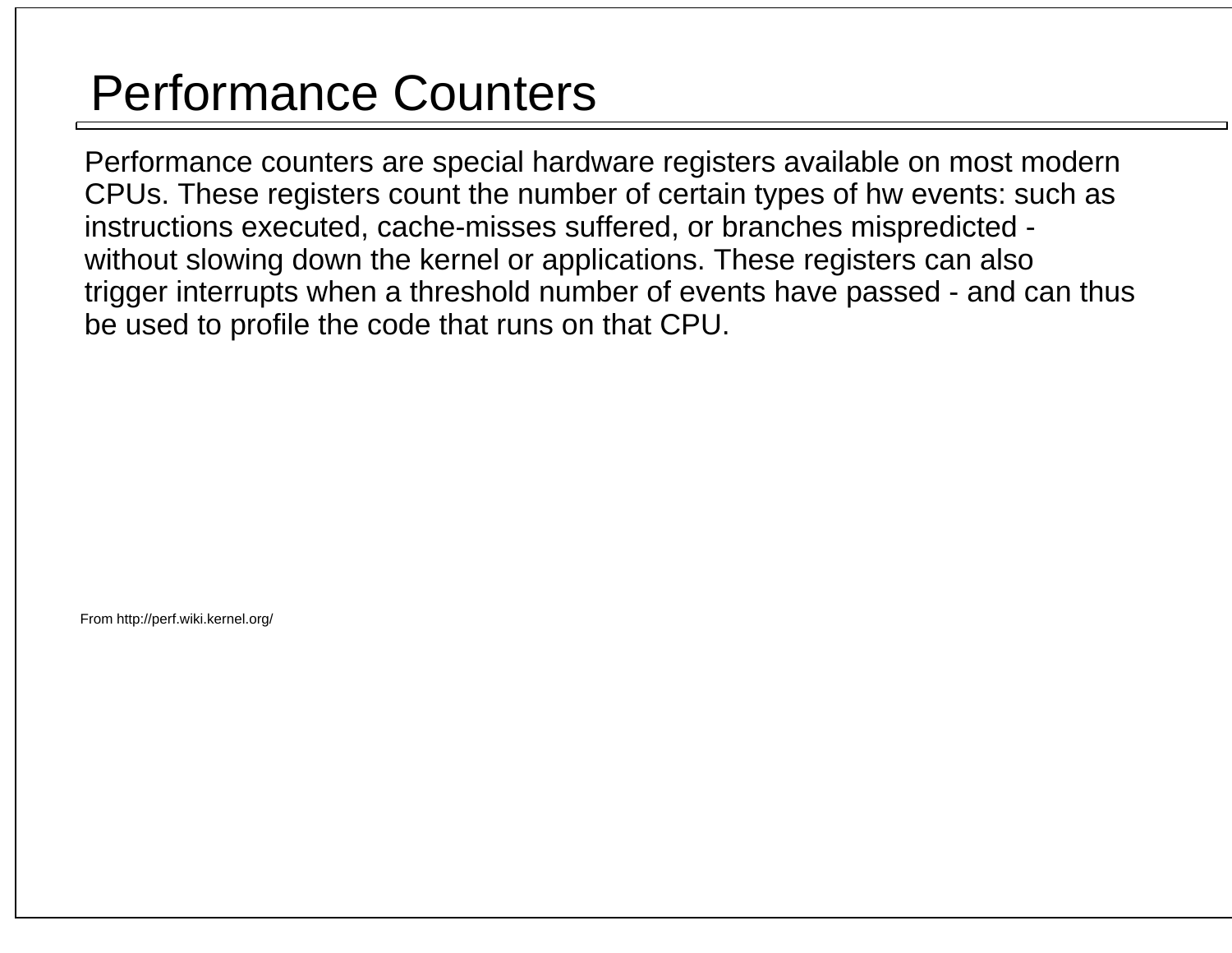# Performance Counters

Performance counters are special hardware registers available on most modern CPUs. These registers count the number of certain types of hw events: such as instructions executed, cache-misses suffered, or branches mispredicted - without slowing down the kernel or applications. These registers can also trigger interrupts when a threshold number of events have passed - and can thus be used to profile the code that runs on that CPU.

From http://perf.wiki.kernel.org/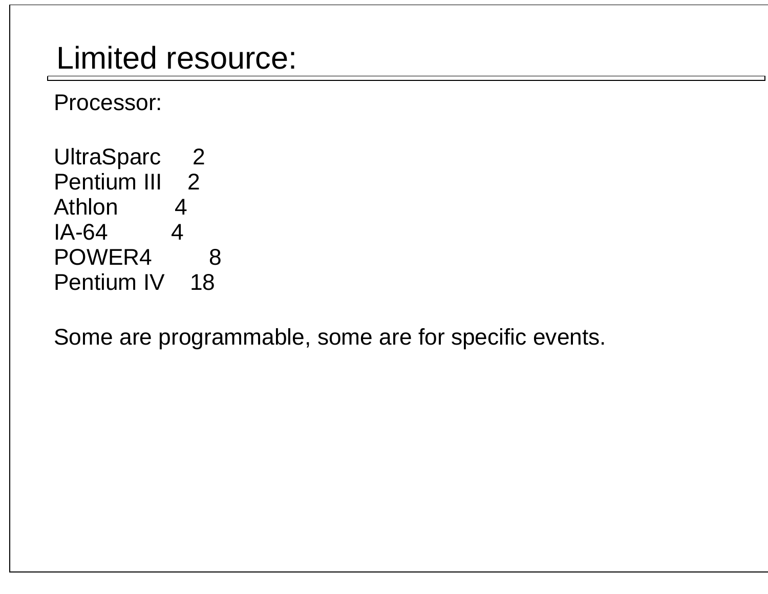# Limited resource:

Processor:

| | |
|---|---|
| UltraSparc | 2 |
| Pentium III | 2 |
| Athlon | 4 |
| IA-64 | 4 |
| POWER4 | 8 |
| Pentium IV | 18 |

Some are programmable, some are for specific events.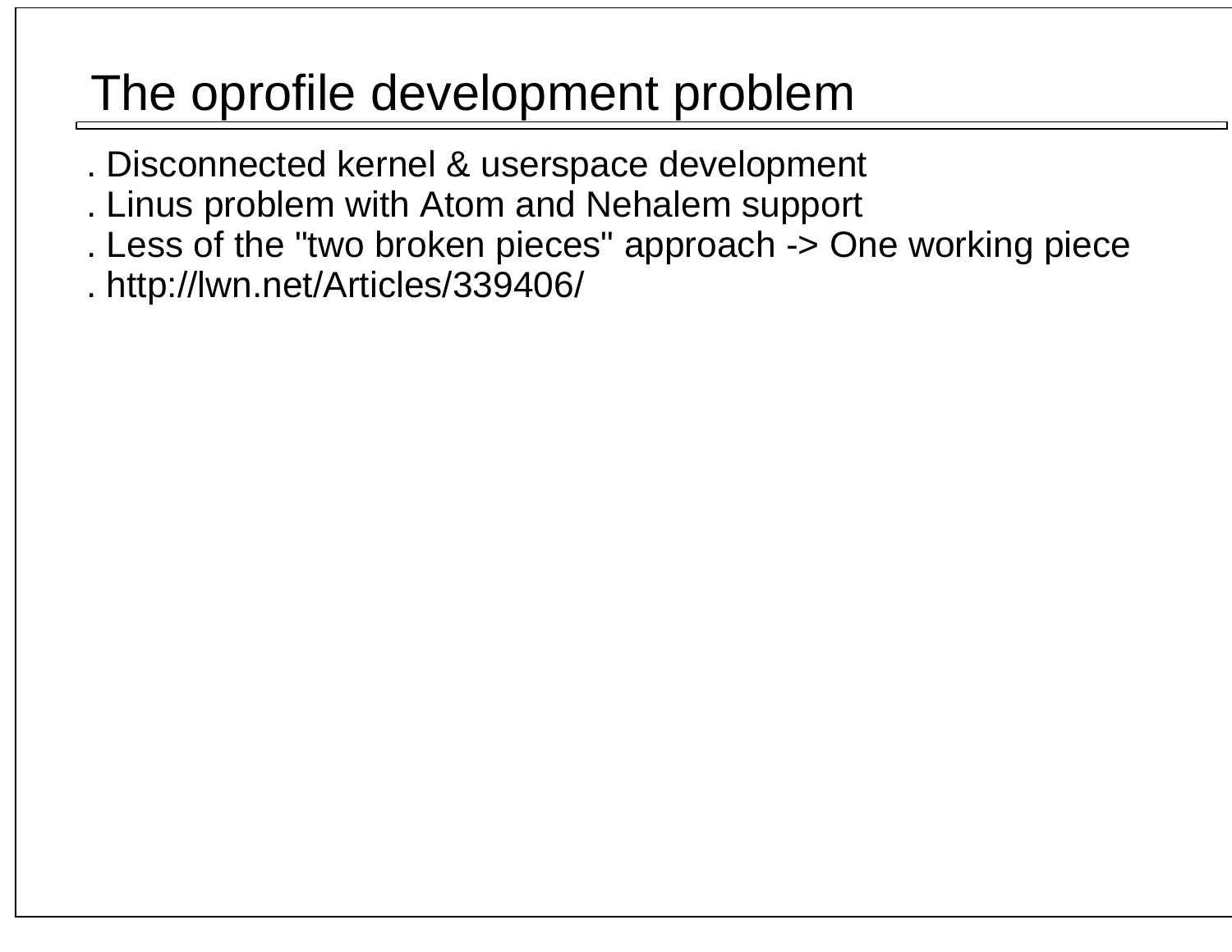# The oprofile development problem

. Disconnected kernel & userspace development
. Linus problem with Atom and Nehalem support
. Less of the "two broken pieces" approach -> One working piece
. http://lwn.net/Articles/339406/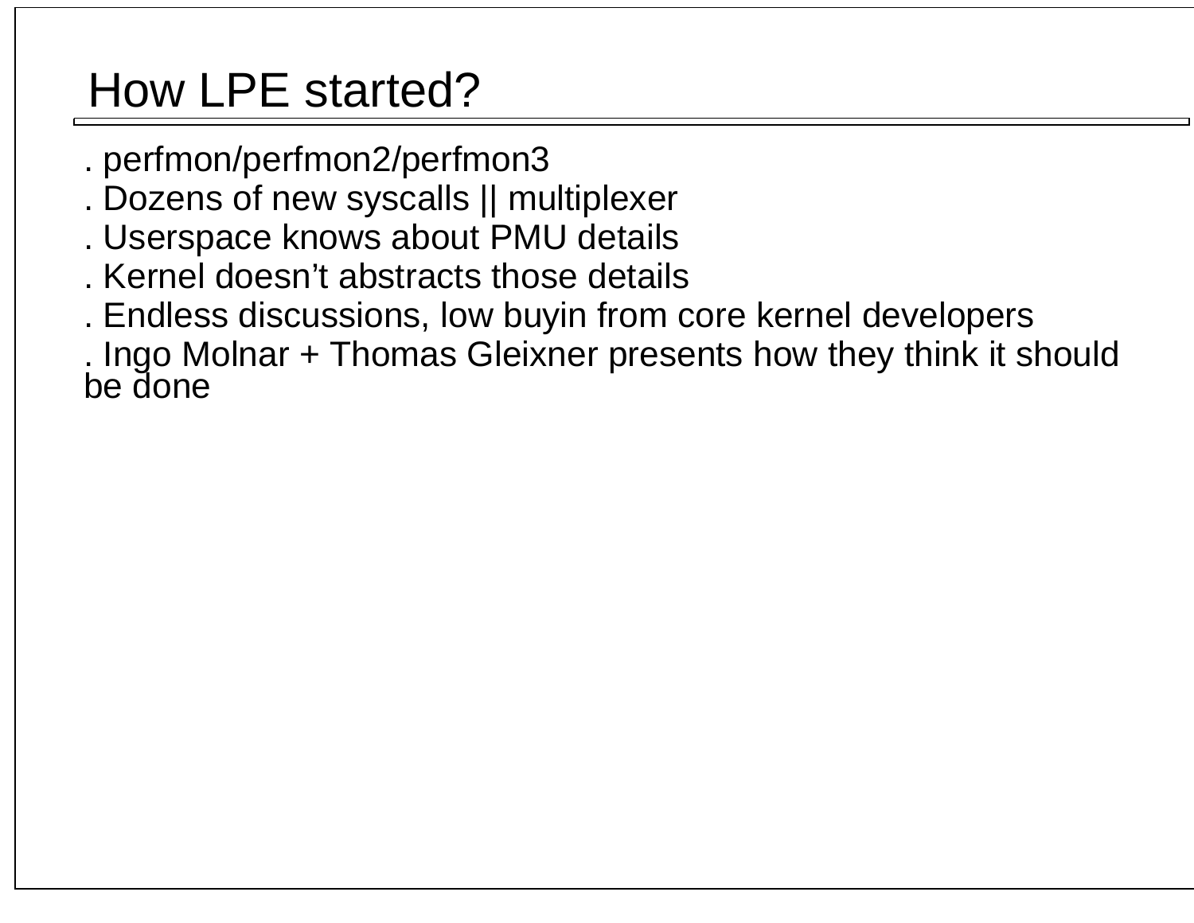# How LPE started?

- . perfmon/perfmon2/perfmon3
- . Dozens of new syscalls || multiplexer
- . Userspace knows about PMU details
- . Kernel doesn't abstracts those details
- . Endless discussions, low buyin from core kernel developers
- . Ingo Molnar + Thomas Gleixner presents how they think it should be done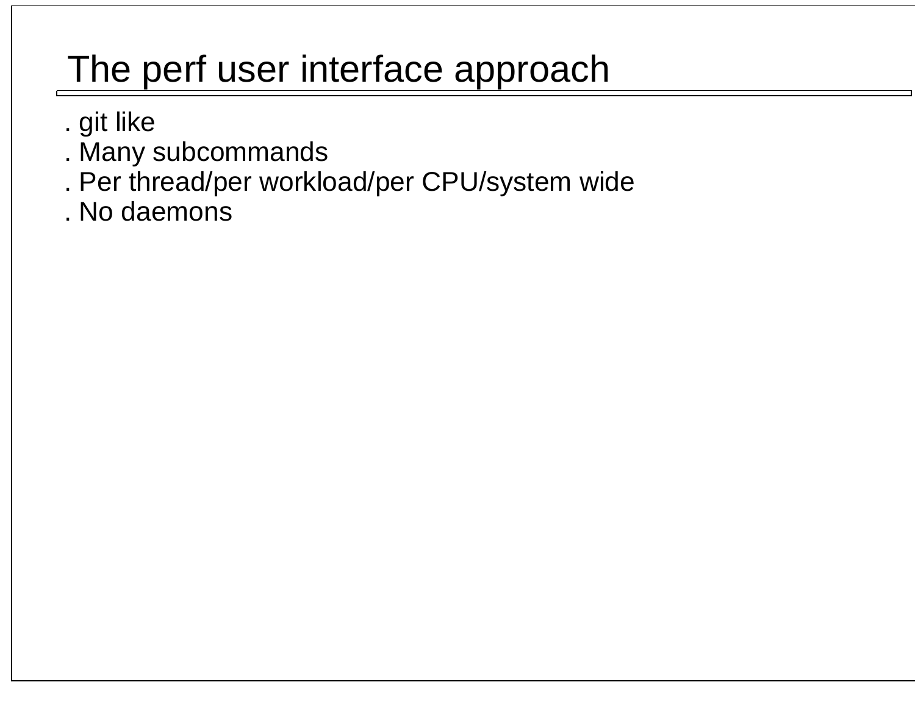# The perf user interface approach

- git like
- Many subcommands
- Per thread/per workload/per CPU/system wide
- No daemons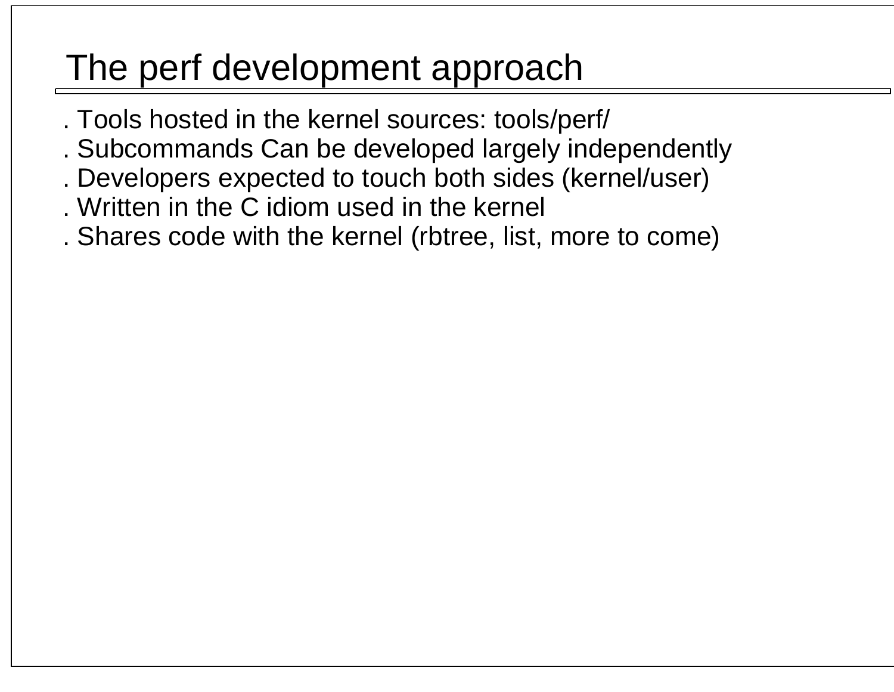# The perf development approach

. Tools hosted in the kernel sources: tools/perf/
. Subcommands Can be developed largely independently
. Developers expected to touch both sides (kernel/user)
. Written in the C idiom used in the kernel
. Shares code with the kernel (rbtree, list, more to come)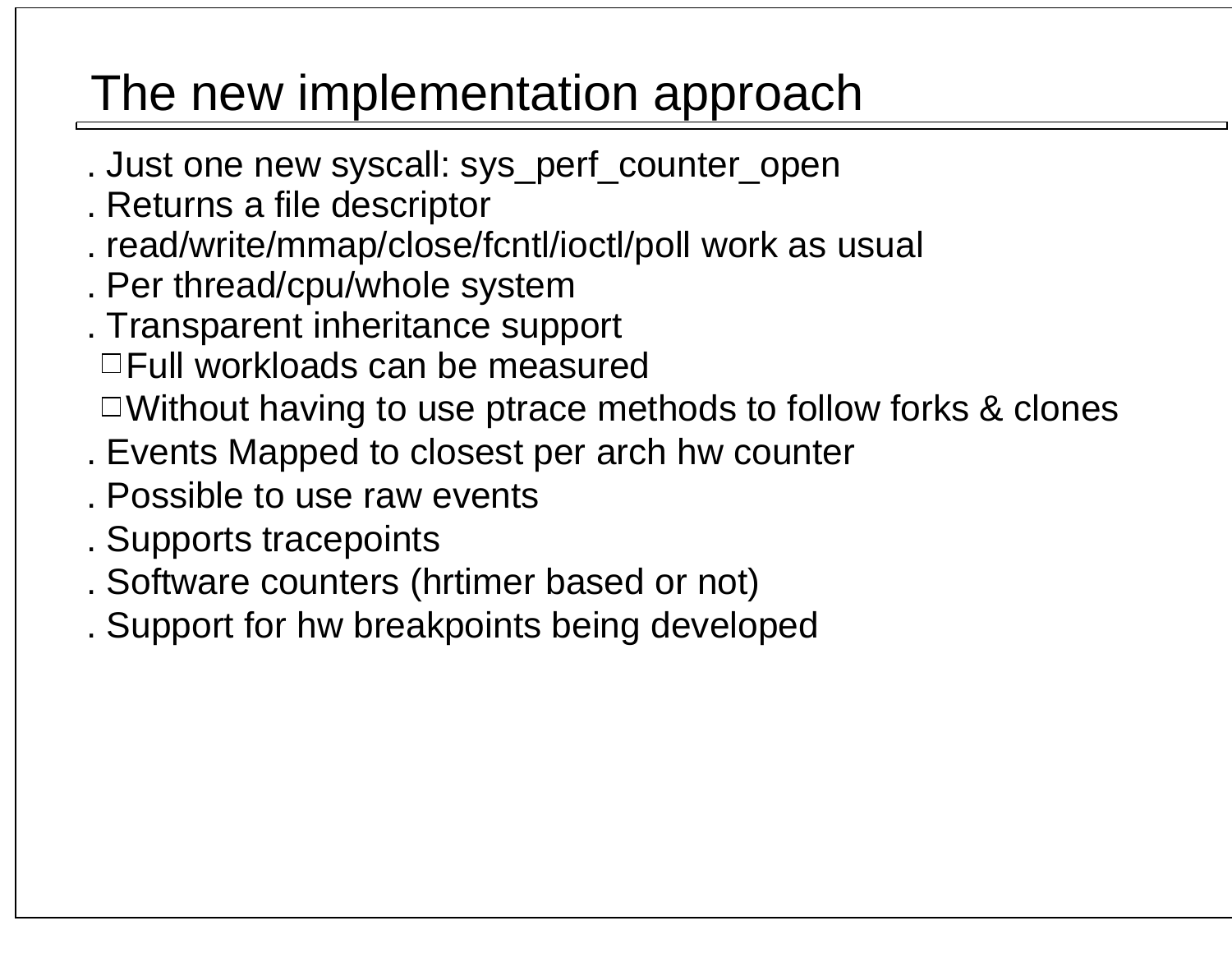# The new implementation approach

- Just one new syscall: sys_perf_counter_open
- Returns a file descriptor
- read/write/mmap/close/fcntl/ioctl/poll work as usual
- Per thread/cpu/whole system
- Transparent inheritance support
  - Full workloads can be measured
  - Without having to use ptrace methods to follow forks & clones
- Events Mapped to closest per arch hw counter
- Possible to use raw events
- Supports tracepoints
- Software counters (hrtimer based or not)
- Support for hw breakpoints being developed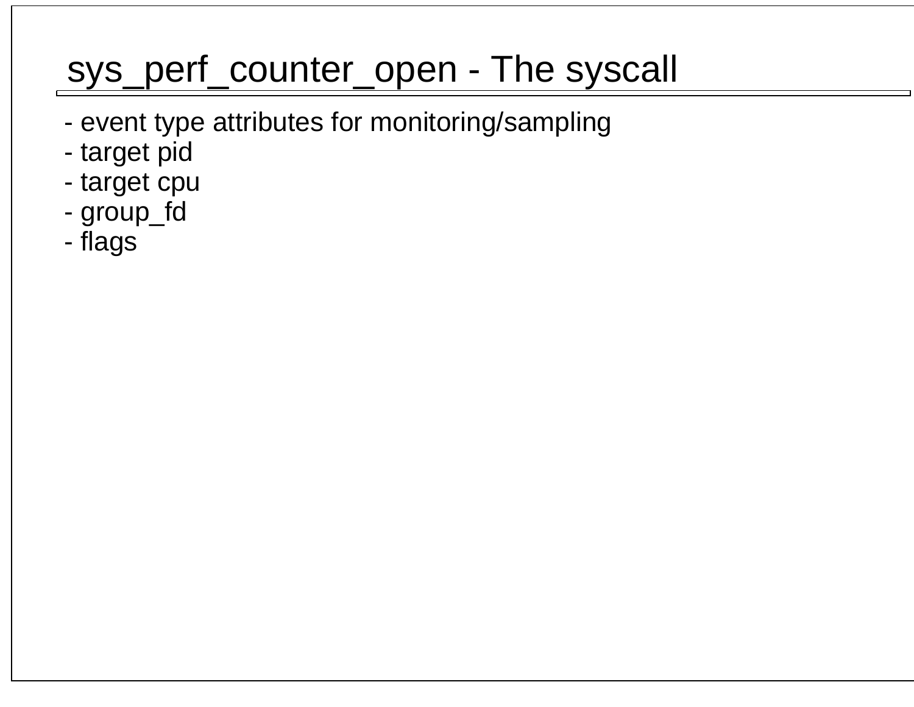# sys_perf_counter_open - The syscall

- event type attributes for monitoring/sampling
- target pid
- target cpu
- group_fd
- flags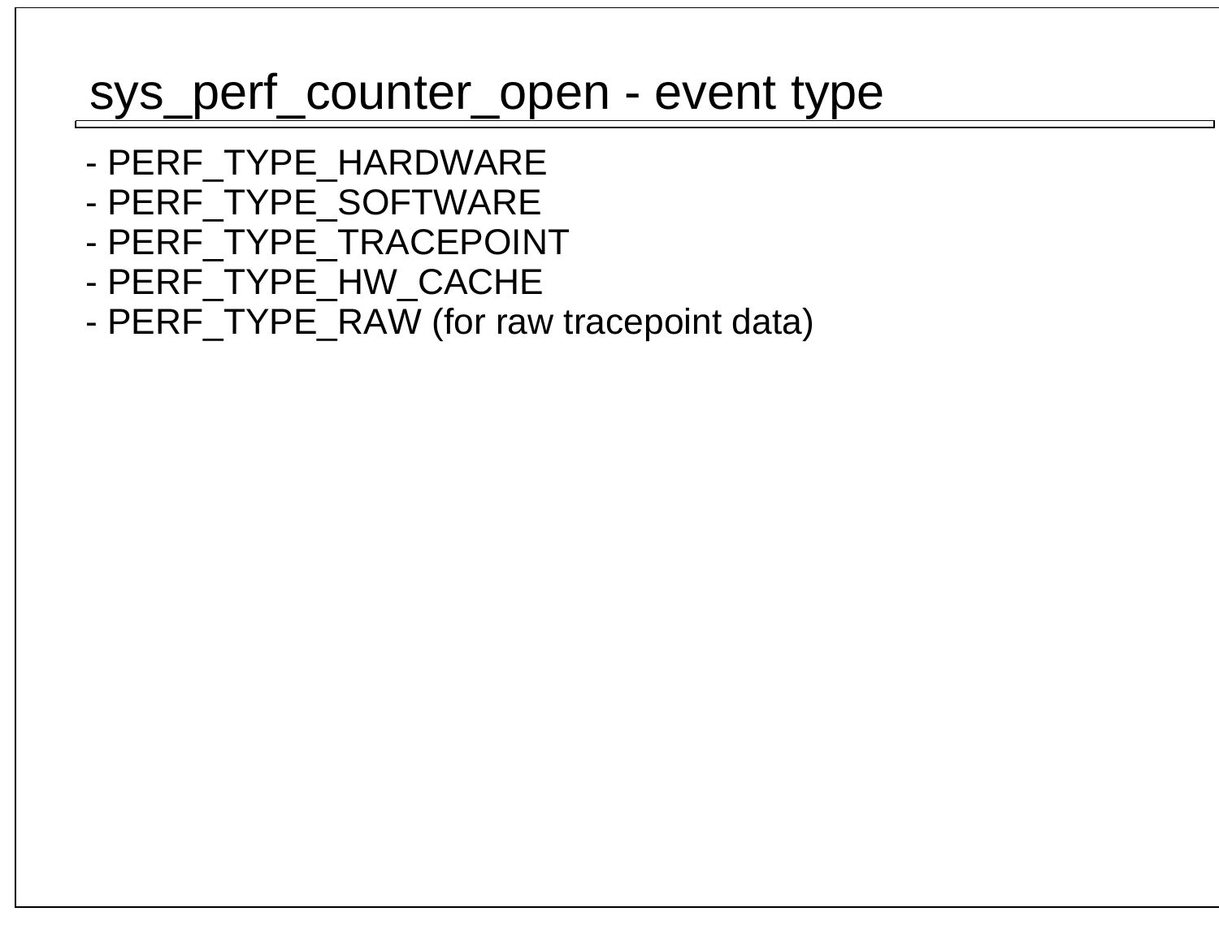# sys_perf_counter_open - event type

- PERF_TYPE_HARDWARE
- PERF_TYPE_SOFTWARE
- PERF_TYPE_TRACEPOINT
- PERF_TYPE_HW_CACHE
- PERF_TYPE_RAW (for raw tracepoint data)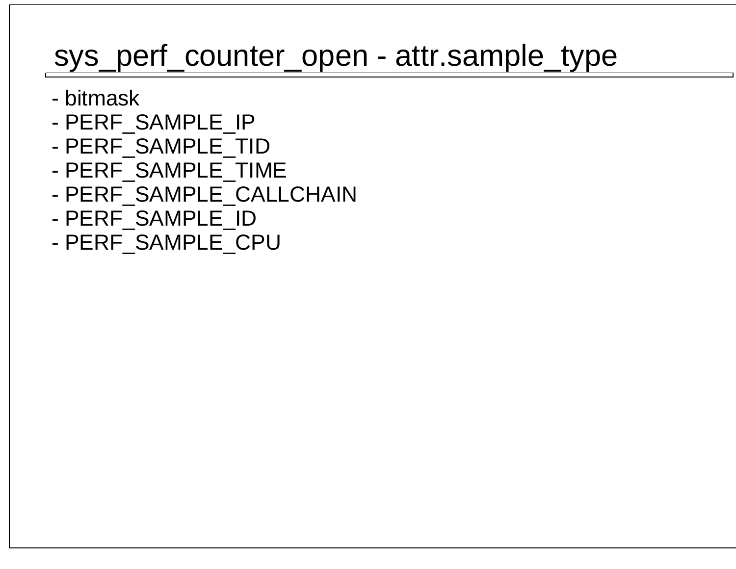# sys_perf_counter_open - attr.sample_type

- bitmask
- PERF_SAMPLE_IP
- PERF_SAMPLE_TID
- PERF_SAMPLE_TIME
- PERF_SAMPLE_CALLCHAIN
- PERF_SAMPLE_ID
- PERF_SAMPLE_CPU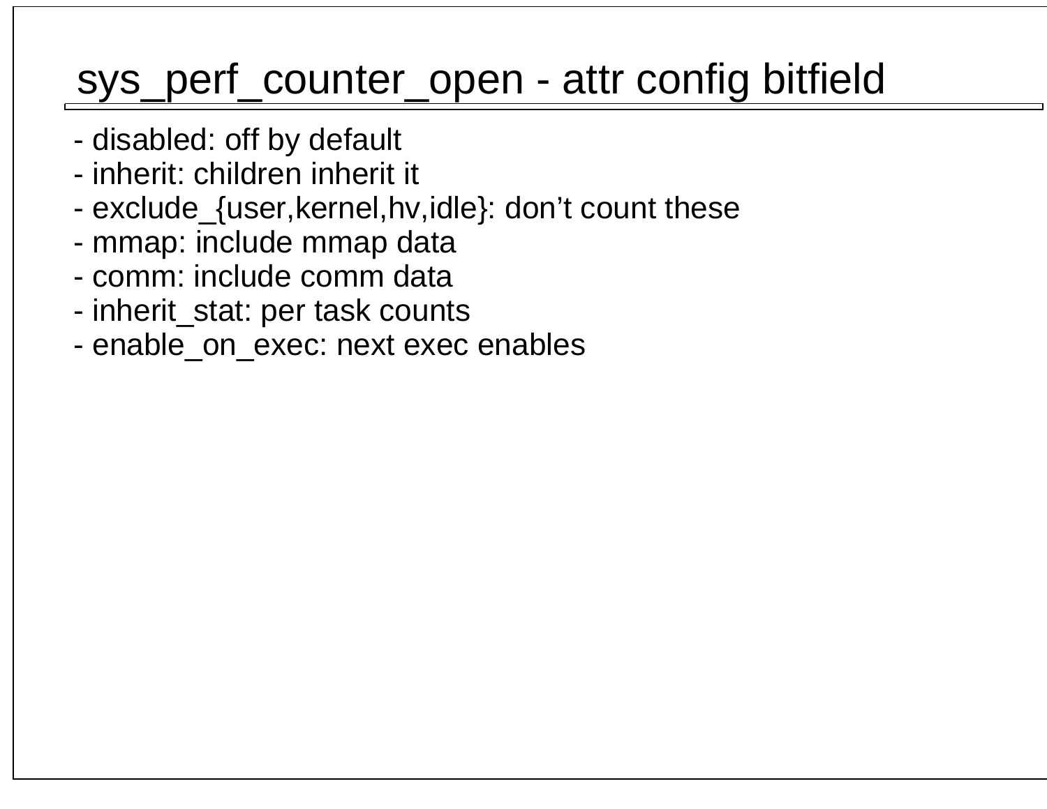# sys_perf_counter_open - attr config bitfield

- disabled: off by default
- inherit: children inherit it
- exclude_{user,kernel,hv,idle}: don’t count these
- mmap: include mmap data
- comm: include comm data
- inherit_stat: per task counts
- enable_on_exec: next exec enables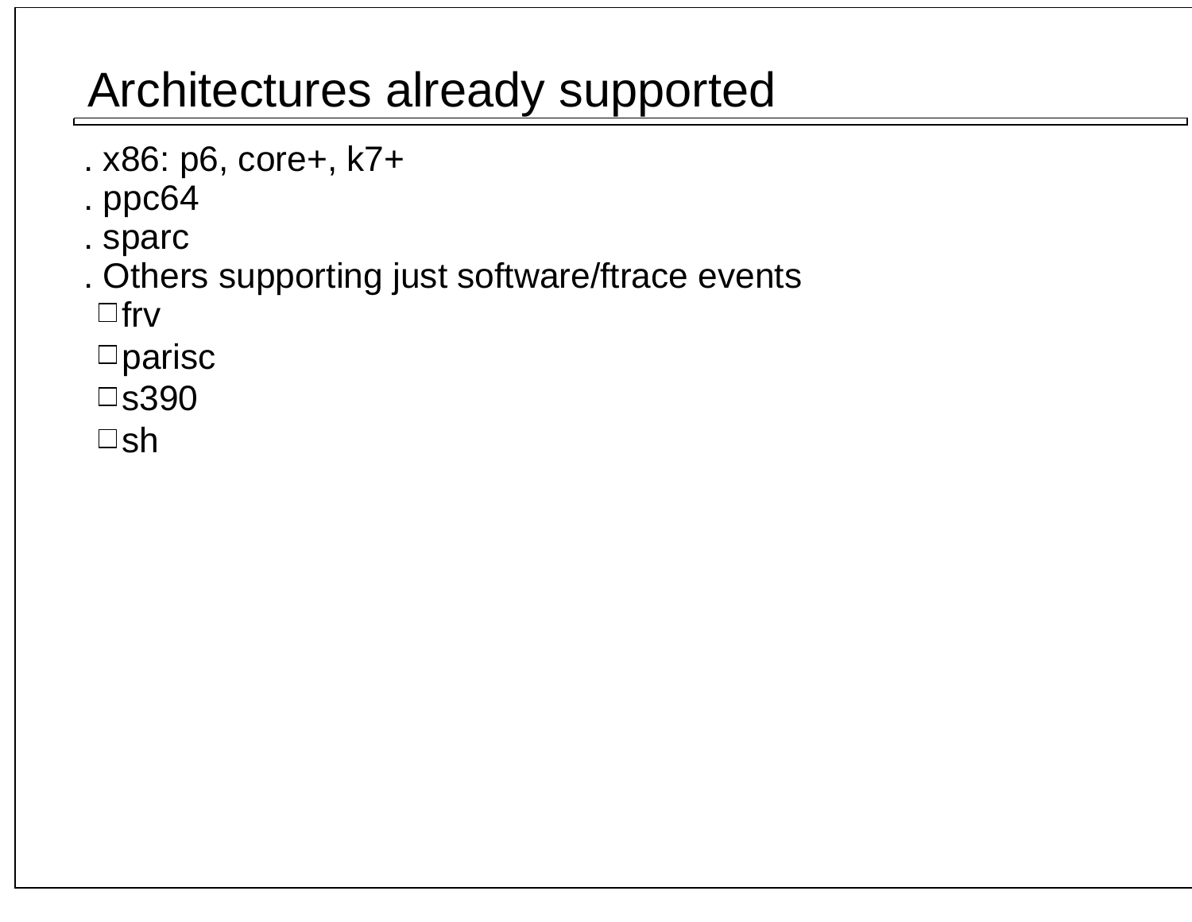# Architectures already supported

- x86: p6, core+, k7+
- ppc64
- sparc
- Others supporting just software/ftrace events
  - frv
  - parisc
  - s390
  - sh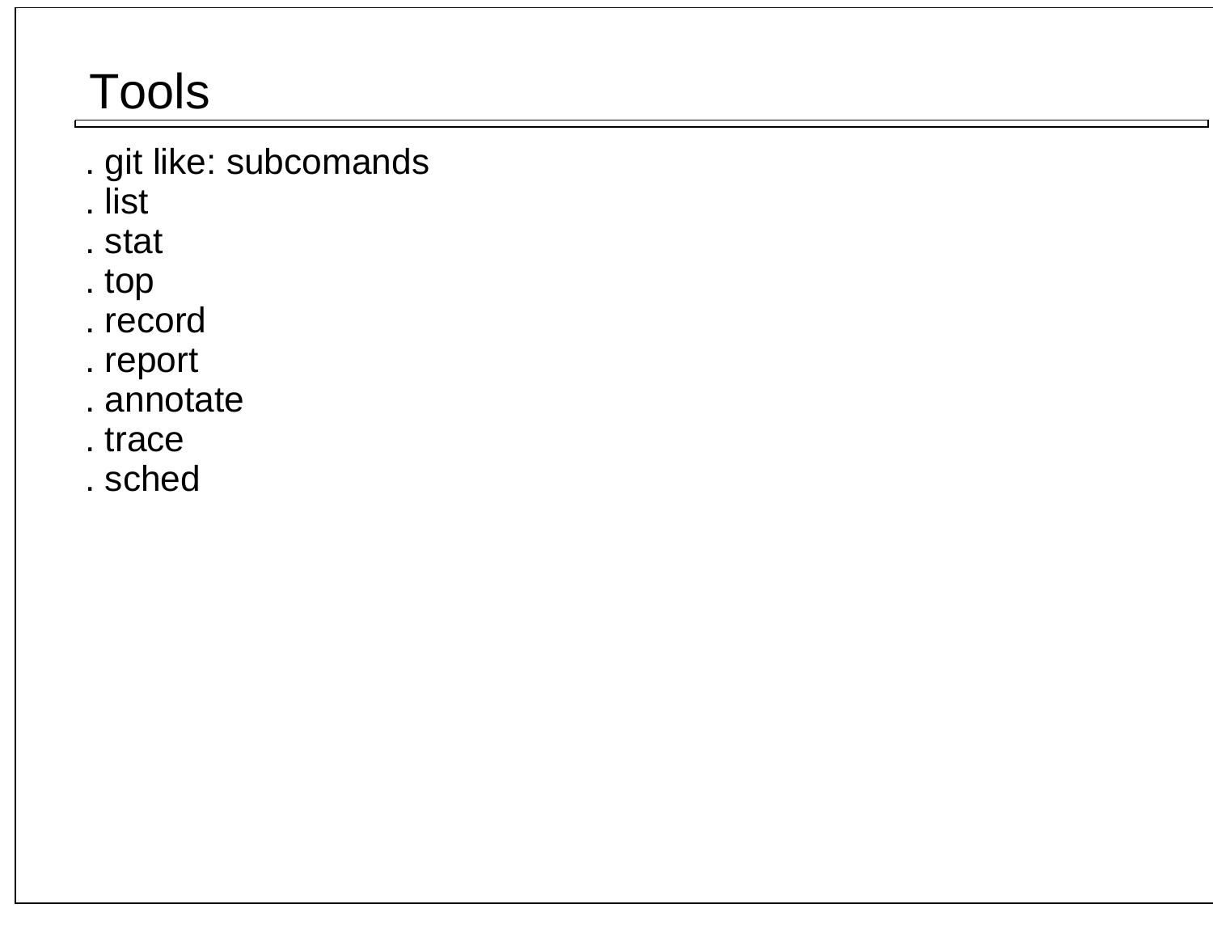# Tools

. git like: subcomands
. list
. stat
. top
. record
. report
. annotate
. trace
. sched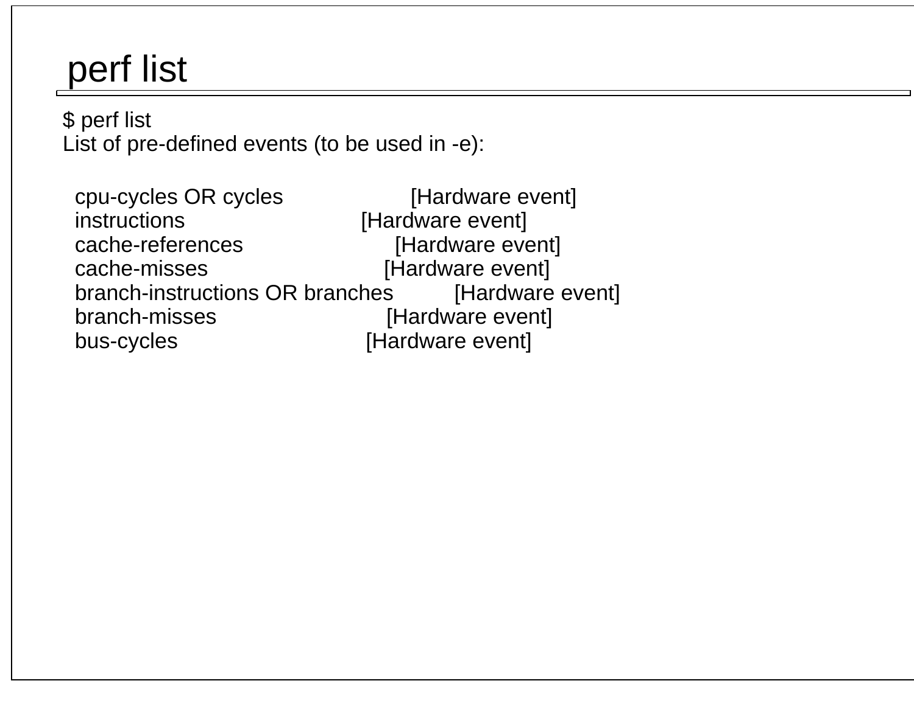# perf list

```
$ perf list
List of pre-defined events (to be used in -e):

  cpu-cycles OR cycles                       [Hardware event]
  instructions                               [Hardware event]
  cache-references                           [Hardware event]
  cache-misses                               [Hardware event]
  branch-instructions OR branches            [Hardware event]
  branch-misses                              [Hardware event]
  bus-cycles                                 [Hardware event]
```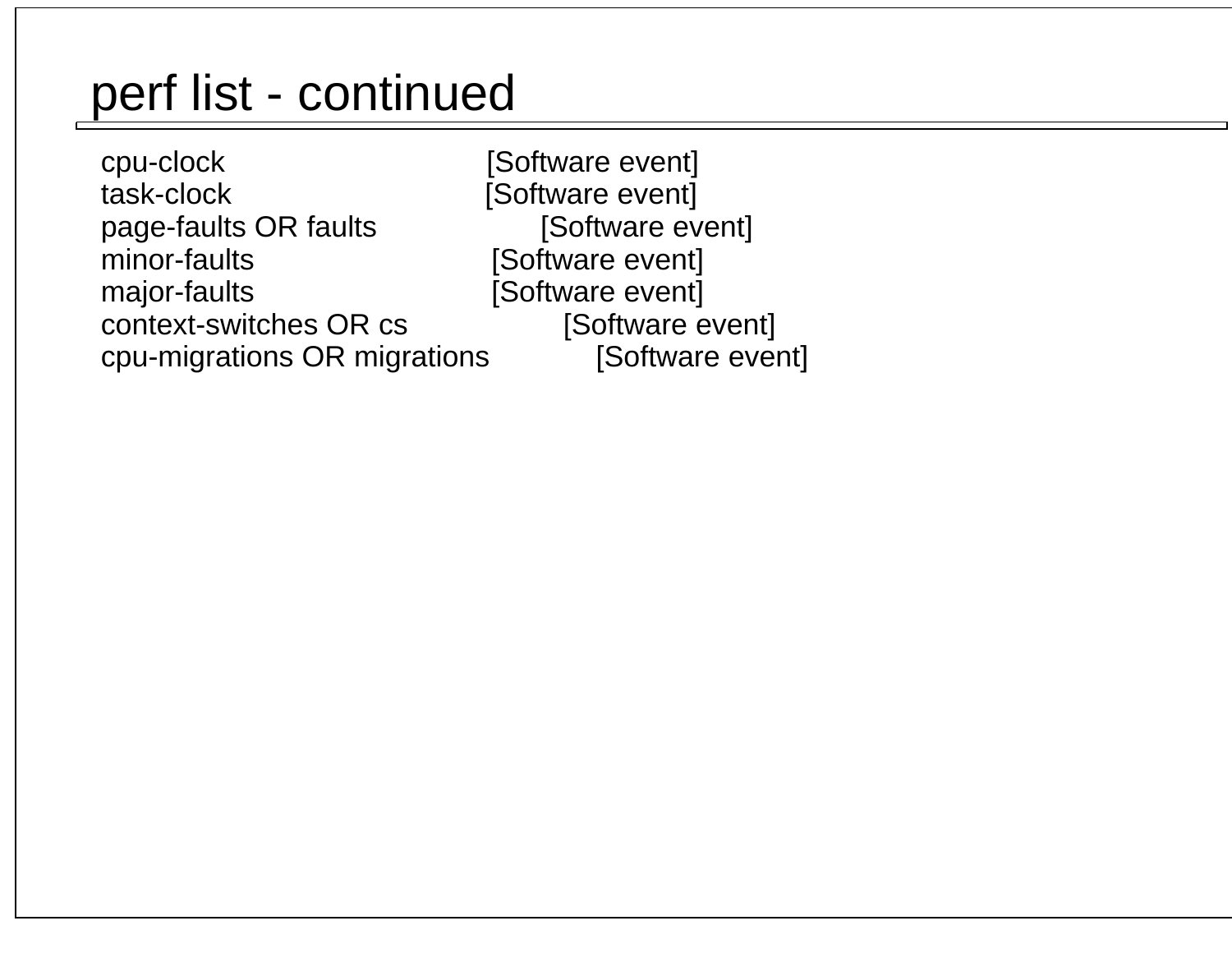# perf list - continued

```
cpu-clock                          [Software event]
task-clock                         [Software event]
page-faults OR faults              [Software event]
minor-faults                       [Software event]
major-faults                       [Software event]
context-switches OR cs             [Software event]
cpu-migrations OR migrations       [Software event]
```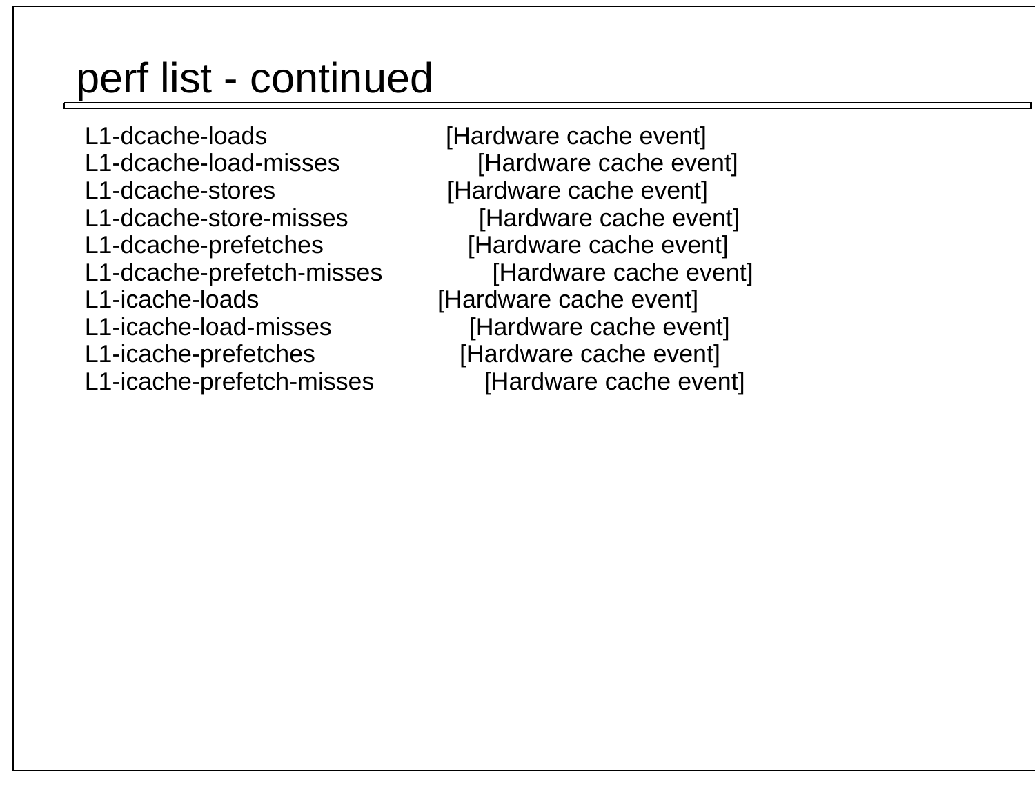# perf list - continued

```
L1-dcache-loads                    [Hardware cache event]
L1-dcache-load-misses              [Hardware cache event]
L1-dcache-stores                   [Hardware cache event]
L1-dcache-store-misses             [Hardware cache event]
L1-dcache-prefetches               [Hardware cache event]
L1-dcache-prefetch-misses          [Hardware cache event]
L1-icache-loads                    [Hardware cache event]
L1-icache-load-misses              [Hardware cache event]
L1-icache-prefetches               [Hardware cache event]
L1-icache-prefetch-misses          [Hardware cache event]
```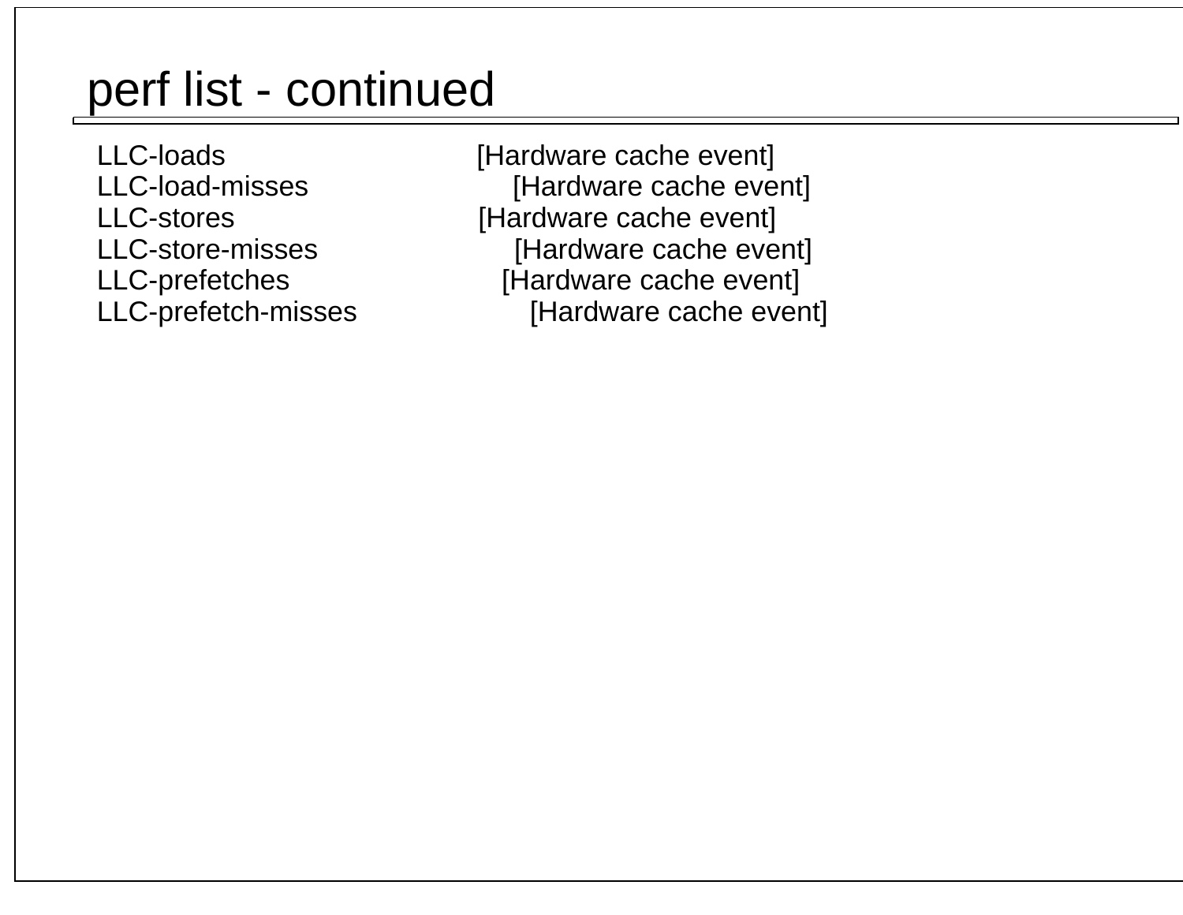# perf list - continued

```
LLC-loads                    [Hardware cache event]
LLC-load-misses              [Hardware cache event]
LLC-stores                   [Hardware cache event]
LLC-store-misses             [Hardware cache event]
LLC-prefetches               [Hardware cache event]
LLC-prefetch-misses          [Hardware cache event]
```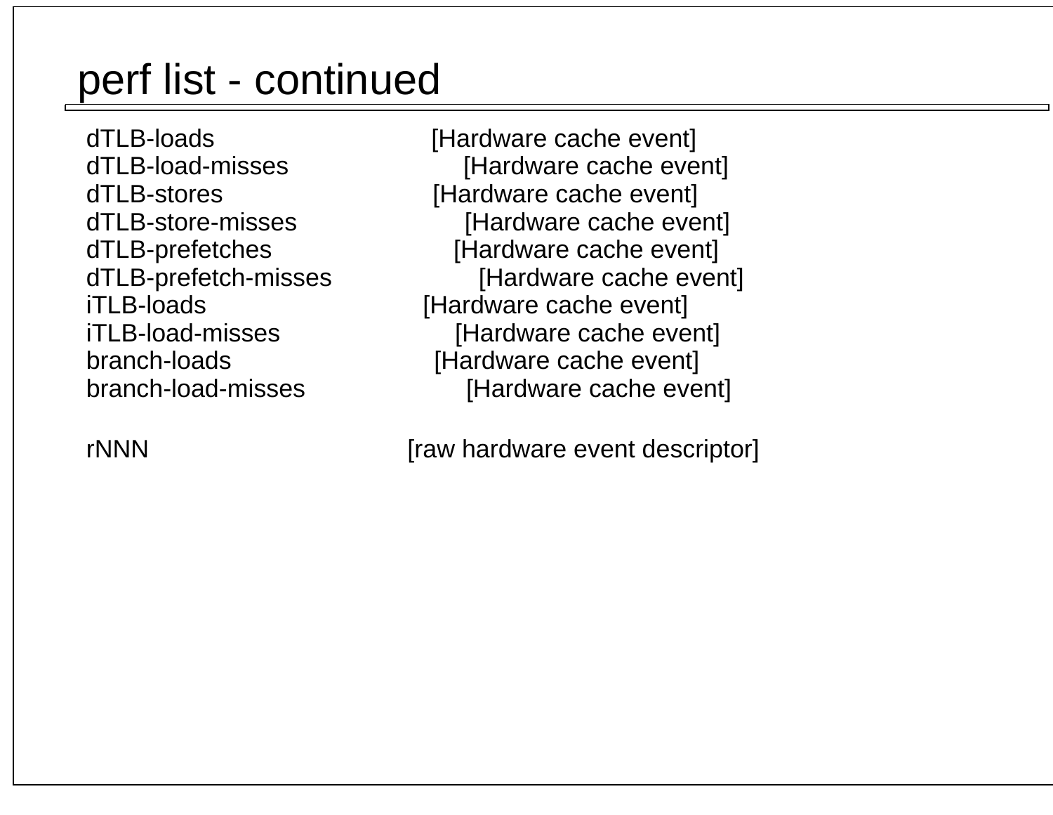# perf list - continued

```
dTLB-loads                    [Hardware cache event]
dTLB-load-misses              [Hardware cache event]
dTLB-stores                   [Hardware cache event]
dTLB-store-misses             [Hardware cache event]
dTLB-prefetches               [Hardware cache event]
dTLB-prefetch-misses          [Hardware cache event]
iTLB-loads                    [Hardware cache event]
iTLB-load-misses              [Hardware cache event]
branch-loads                  [Hardware cache event]
branch-load-misses            [Hardware cache event]

rNNN                          [raw hardware event descriptor]
```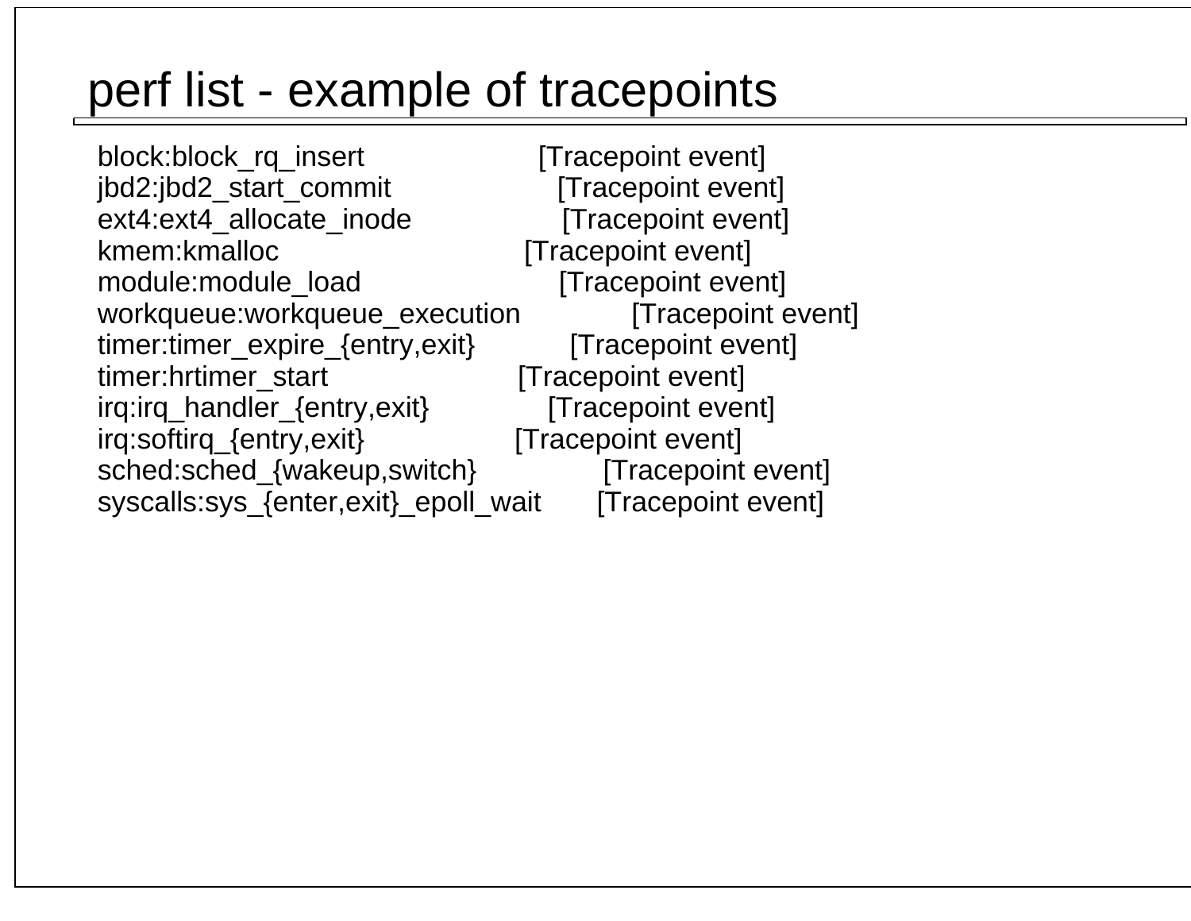# perf list - example of tracepoints

```
block:block_rq_insert                  [Tracepoint event]
jbd2:jbd2_start_commit                 [Tracepoint event]
ext4:ext4_allocate_inode               [Tracepoint event]
kmem:kmalloc                           [Tracepoint event]
module:module_load                     [Tracepoint event]
workqueue:workqueue_execution          [Tracepoint event]
timer:timer_expire_{entry,exit}        [Tracepoint event]
timer:hrtimer_start                    [Tracepoint event]
irq:irq_handler_{entry,exit}           [Tracepoint event]
irq:softirq_{entry,exit}               [Tracepoint event]
sched:sched_{wakeup,switch}            [Tracepoint event]
syscalls:sys_{enter,exit}_epoll_wait   [Tracepoint event]
```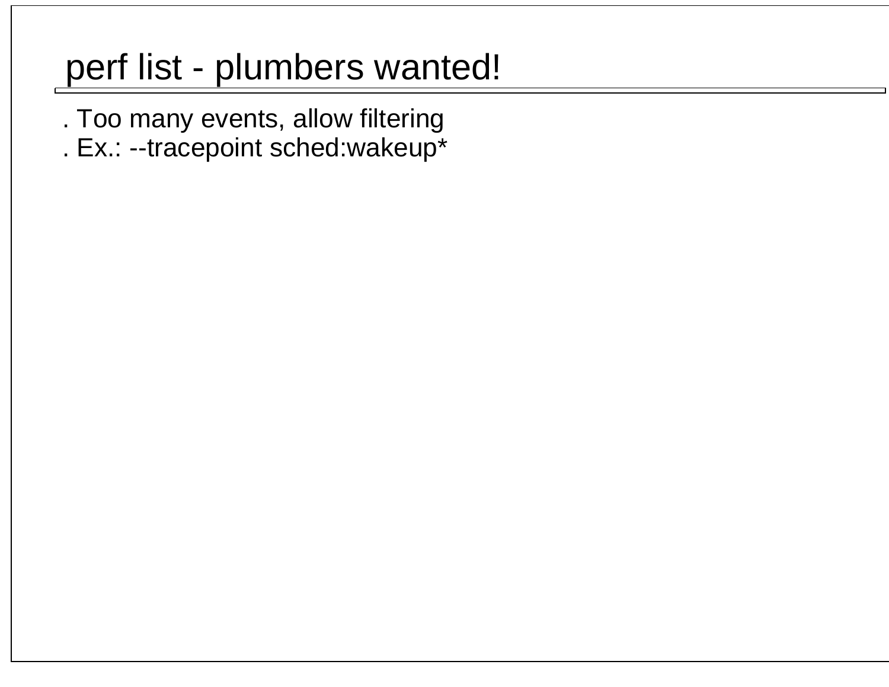# perf list - plumbers wanted!

. Too many events, allow filtering

. Ex.: --tracepoint sched:wakeup*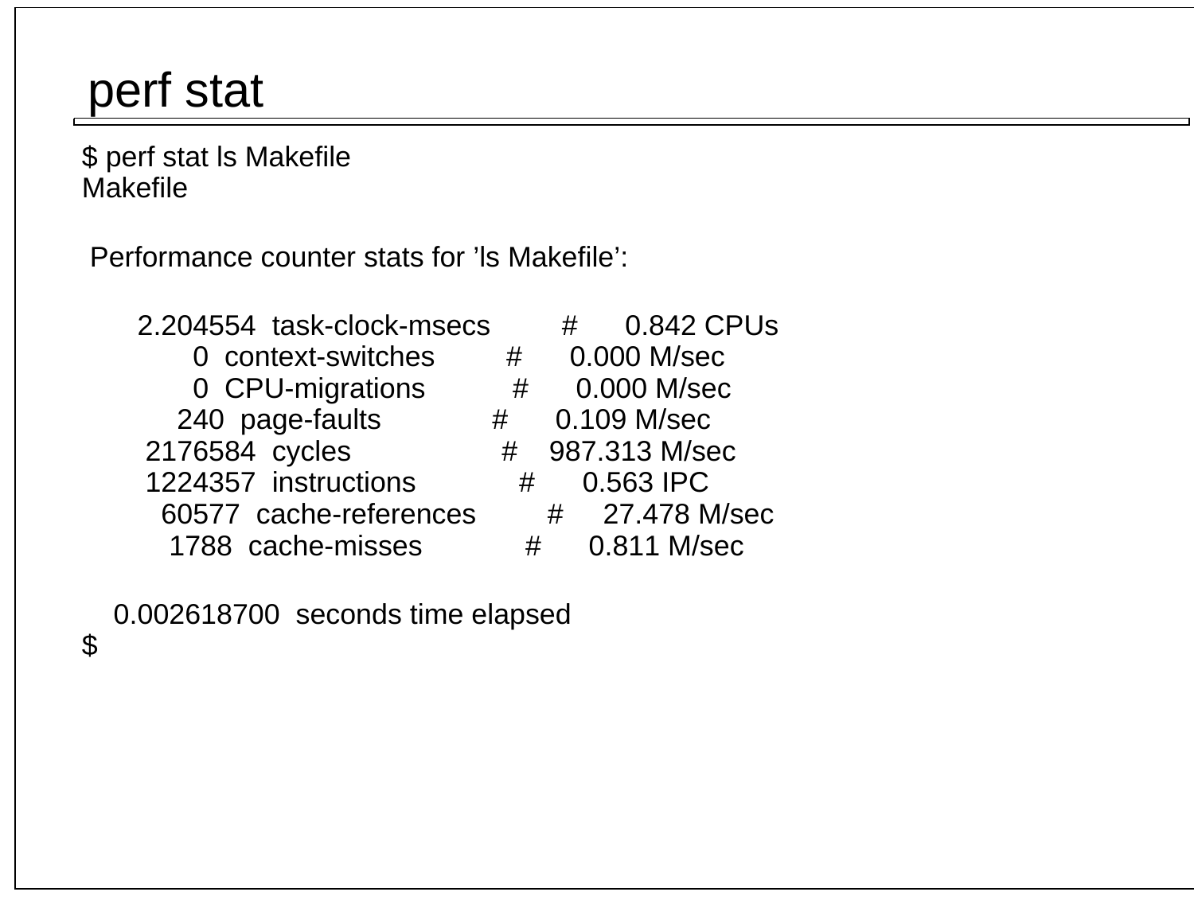# perf stat

```
$ perf stat ls Makefile
Makefile

 Performance counter stats for 'ls Makefile':

       2.204554  task-clock-msecs         #      0.842 CPUs
              0  context-switches         #      0.000 M/sec
              0  CPU-migrations           #      0.000 M/sec
            240  page-faults              #      0.109 M/sec
        2176584  cycles                   #    987.313 M/sec
        1224357  instructions             #      0.563 IPC
          60577  cache-references         #     27.478 M/sec
           1788  cache-misses             #      0.811 M/sec

    0.002618700  seconds time elapsed
$
```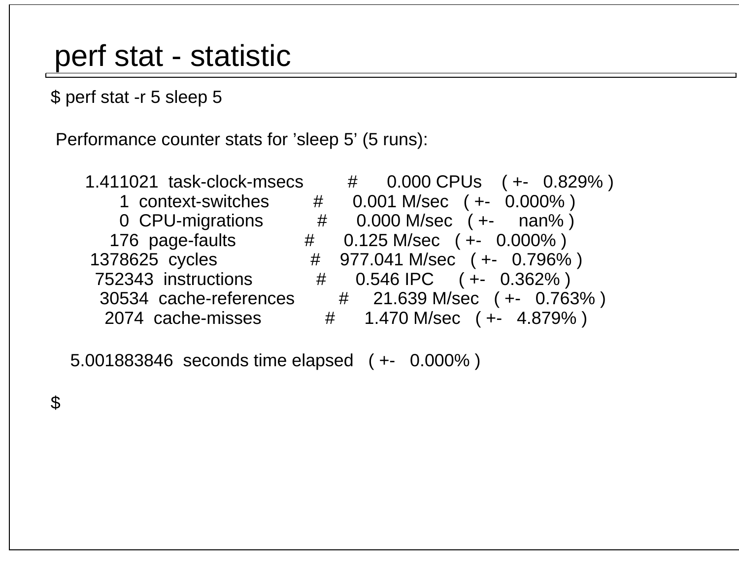# perf stat - statistic

```
$ perf stat -r 5 sleep 5

 Performance counter stats for 'sleep 5' (5 runs):

       1.411021  task-clock-msecs         #      0.000 CPUs    ( +-   0.829% )
              1  context-switches         #      0.001 M/sec   ( +-   0.000% )
              0  CPU-migrations           #      0.000 M/sec   ( +-     nan% )
            176  page-faults              #      0.125 M/sec   ( +-   0.000% )
        1378625  cycles                   #    977.041 M/sec   ( +-   0.796% )
         752343  instructions             #      0.546 IPC     ( +-   0.362% )
          30534  cache-references         #     21.639 M/sec   ( +-   0.763% )
           2074  cache-misses             #      1.470 M/sec   ( +-   4.879% )

    5.001883846  seconds time elapsed   ( +-   0.000% )

$
```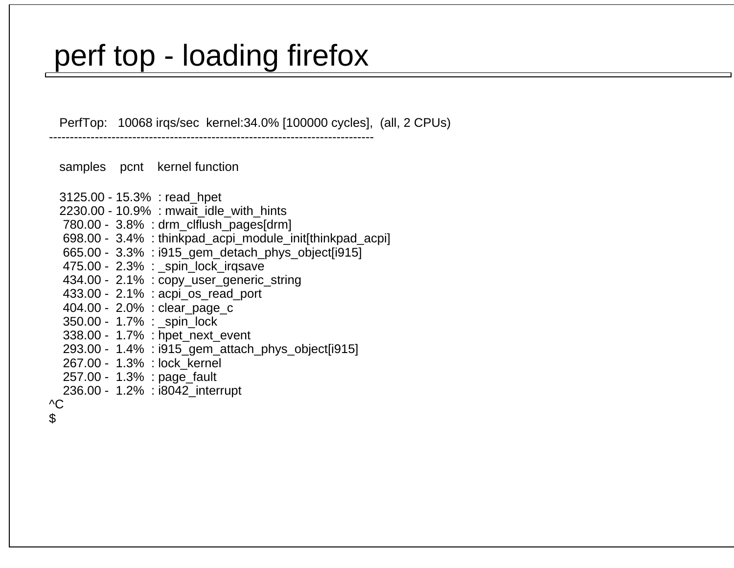# perf top - loading firefox

```
   PerfTop:   10068 irqs/sec  kernel:34.0% [100000 cycles],  (all, 2 CPUs)
------------------------------------------------------------------------------

   samples    pcnt    kernel function

   3125.00 - 15.3%  : read_hpet
   2230.00 - 10.9%  : mwait_idle_with_hints
    780.00 -  3.8%  : drm_clflush_pages[drm]
    698.00 -  3.4%  : thinkpad_acpi_module_init[thinkpad_acpi]
    665.00 -  3.3%  : i915_gem_detach_phys_object[i915]
    475.00 -  2.3%  : _spin_lock_irqsave
    434.00 -  2.1%  : copy_user_generic_string
    433.00 -  2.1%  : acpi_os_read_port
    404.00 -  2.0%  : clear_page_c
    350.00 -  1.7%  : _spin_lock
    338.00 -  1.7%  : hpet_next_event
    293.00 -  1.4%  : i915_gem_attach_phys_object[i915]
    267.00 -  1.3%  : lock_kernel
    257.00 -  1.3%  : page_fault
    236.00 -  1.2%  : i8042_interrupt
^C
$
```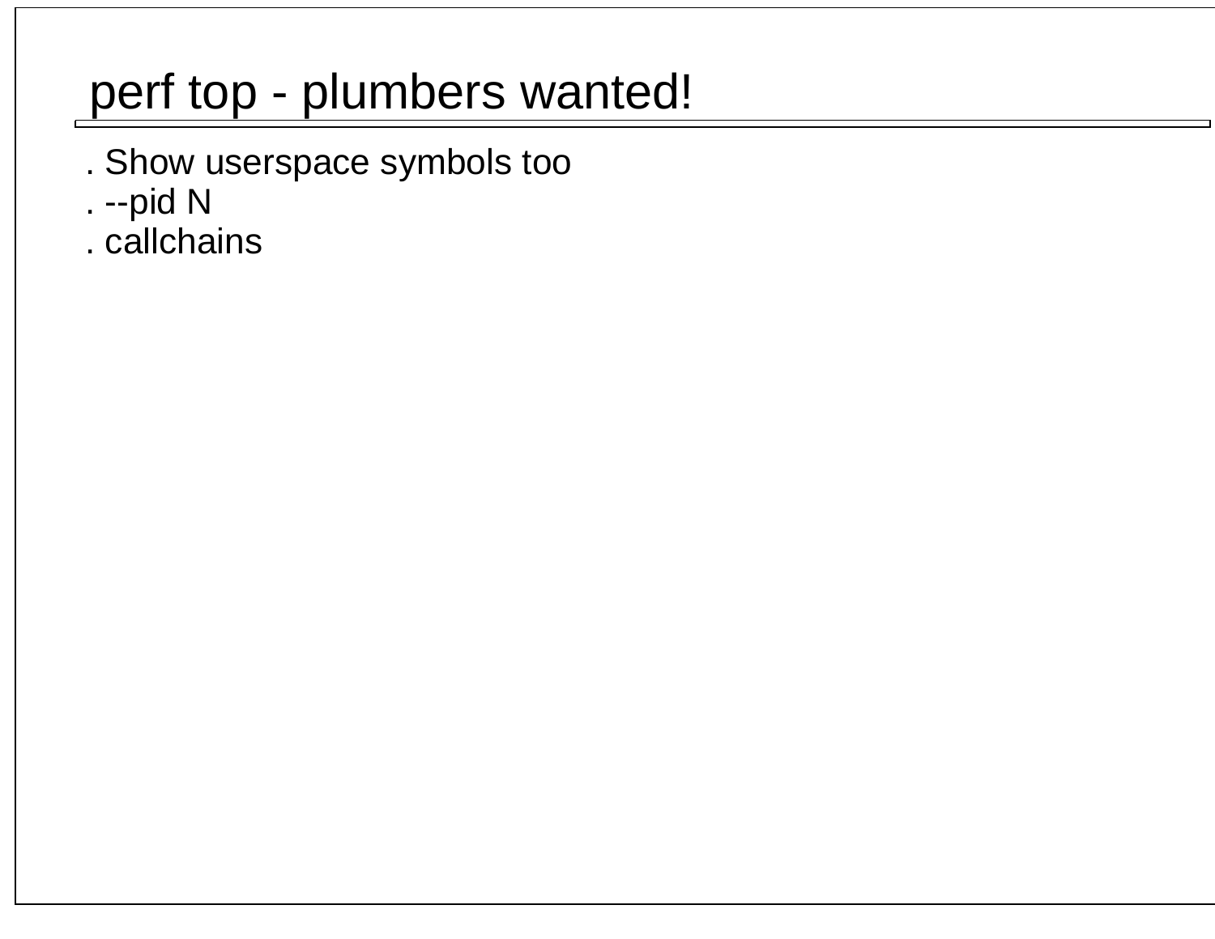# perf top - plumbers wanted!

. Show userspace symbols too
. --pid N
. callchains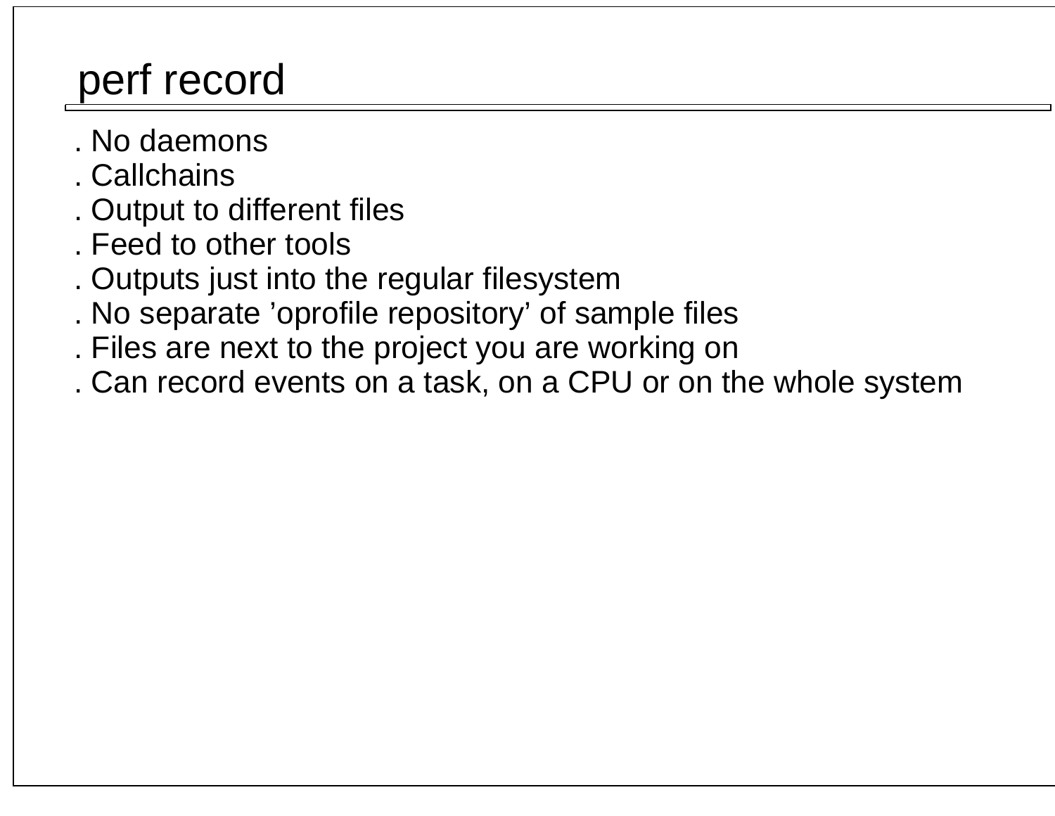# perf record

- No daemons
- Callchains
- Output to different files
- Feed to other tools
- Outputs just into the regular filesystem
- No separate ’oprofile repository’ of sample files
- Files are next to the project you are working on
- Can record events on a task, on a CPU or on the whole system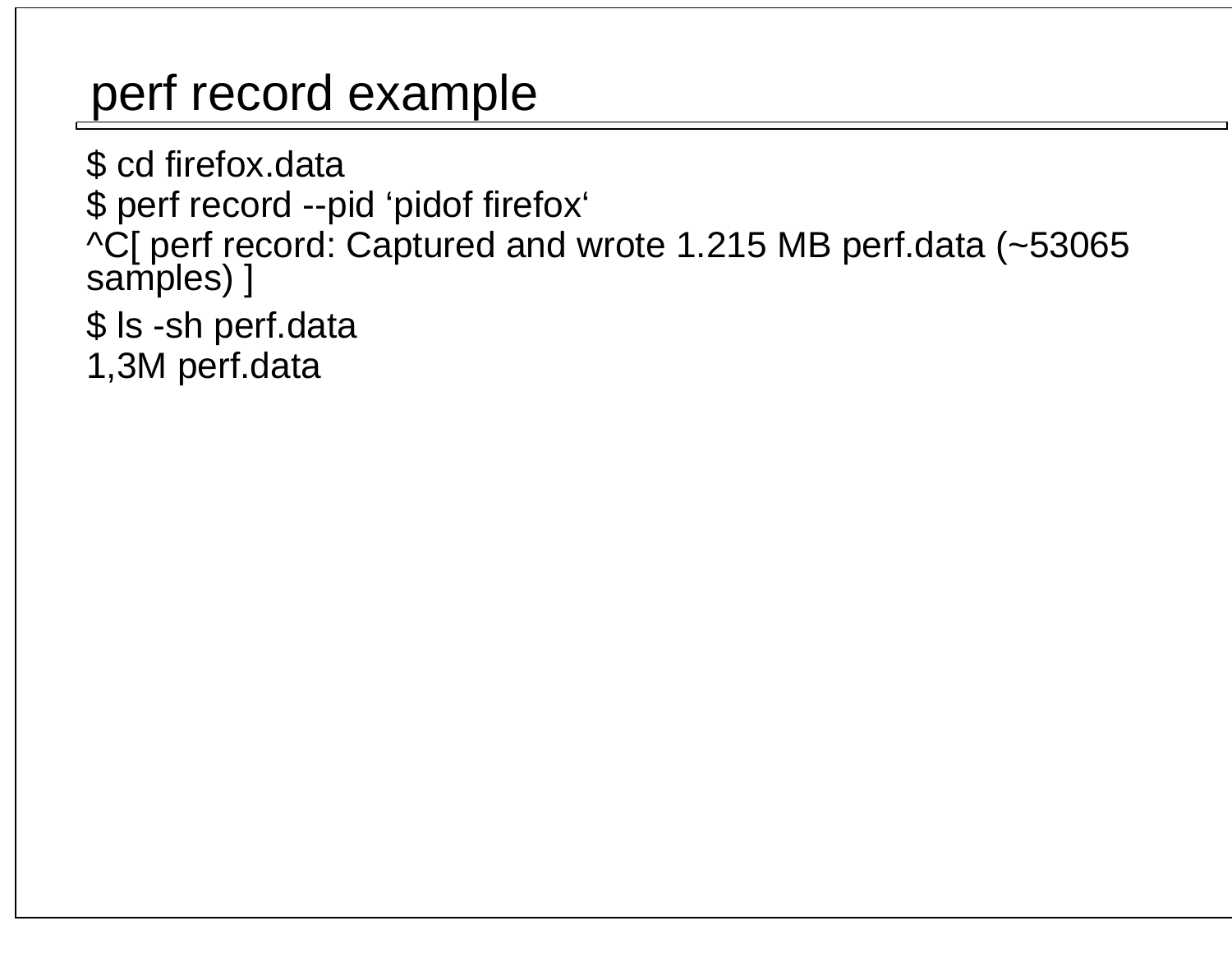# perf record example

```
$ cd firefox.data
$ perf record --pid ‘pidof firefox‘
^C[ perf record: Captured and wrote 1.215 MB perf.data (~53065 samples) ]
$ ls -sh perf.data
1,3M perf.data
```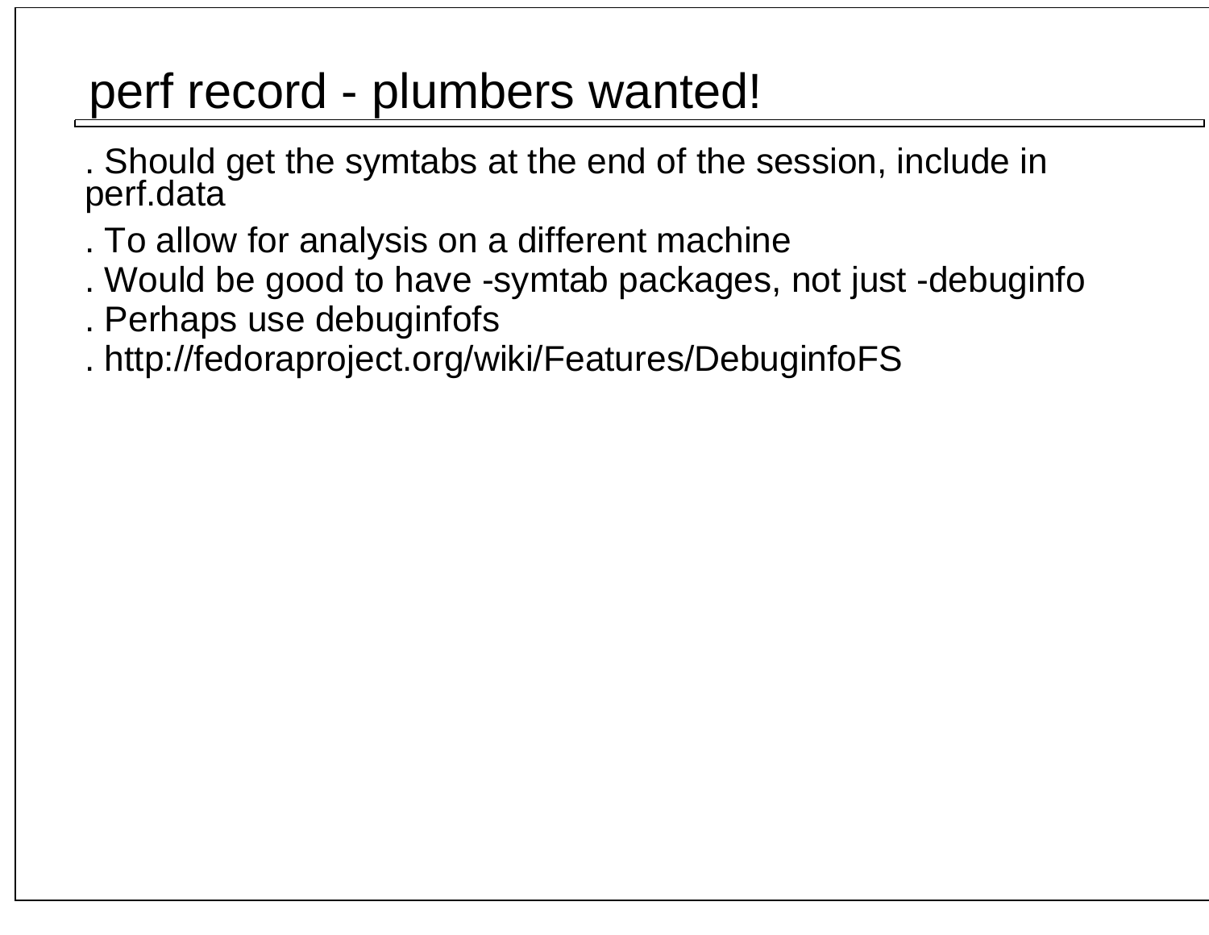# perf record - plumbers wanted!

- Should get the symtabs at the end of the session, include in perf.data
- To allow for analysis on a different machine
- Would be good to have -symtab packages, not just -debuginfo
- Perhaps use debuginfofs
- http://fedoraproject.org/wiki/Features/DebuginfoFS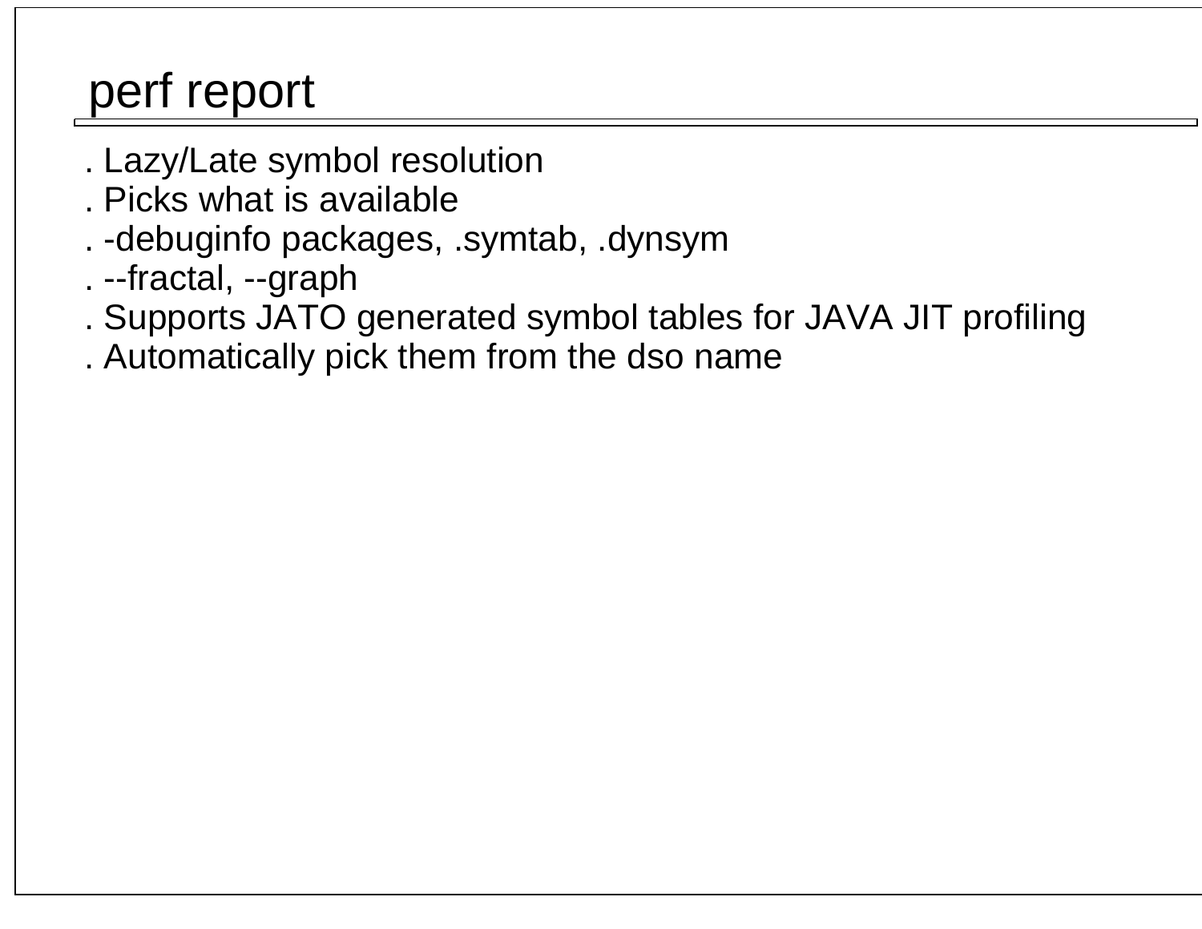# perf report

- Lazy/Late symbol resolution
- Picks what is available
- -debuginfo packages, .symtab, .dynsym
- --fractal, --graph
- Supports JATO generated symbol tables for JAVA JIT profiling
- Automatically pick them from the dso name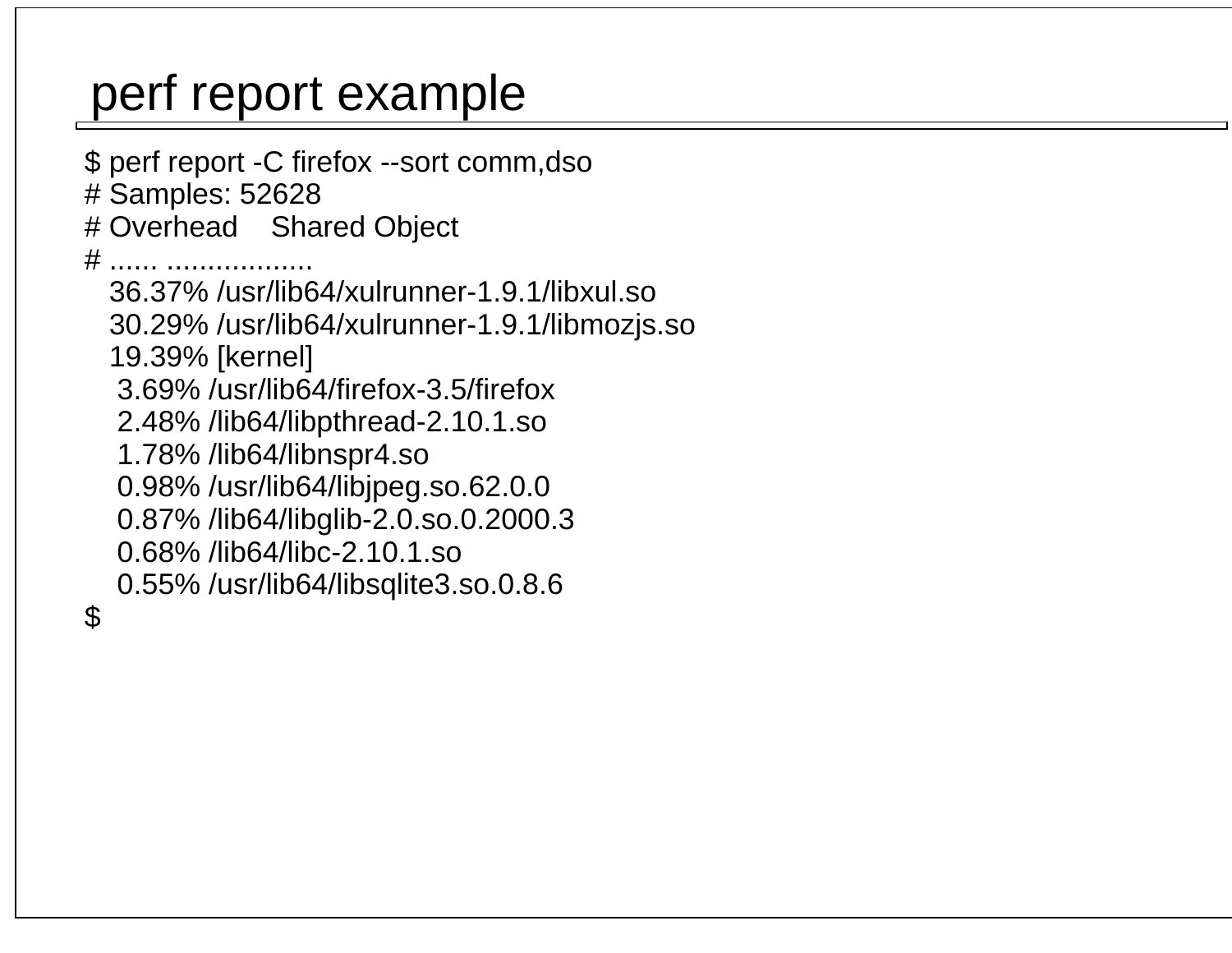# perf report example

```
$ perf report -C firefox --sort comm,dso
# Samples: 52628
# Overhead    Shared Object
# ...... ..................
   36.37% /usr/lib64/xulrunner-1.9.1/libxul.so
   30.29% /usr/lib64/xulrunner-1.9.1/libmozjs.so
   19.39% [kernel]
    3.69% /usr/lib64/firefox-3.5/firefox
    2.48% /lib64/libpthread-2.10.1.so
    1.78% /lib64/libnspr4.so
    0.98% /usr/lib64/libjpeg.so.62.0.0
    0.87% /lib64/libglib-2.0.so.0.2000.3
    0.68% /lib64/libc-2.10.1.so
    0.55% /usr/lib64/libsqlite3.so.0.8.6
$
```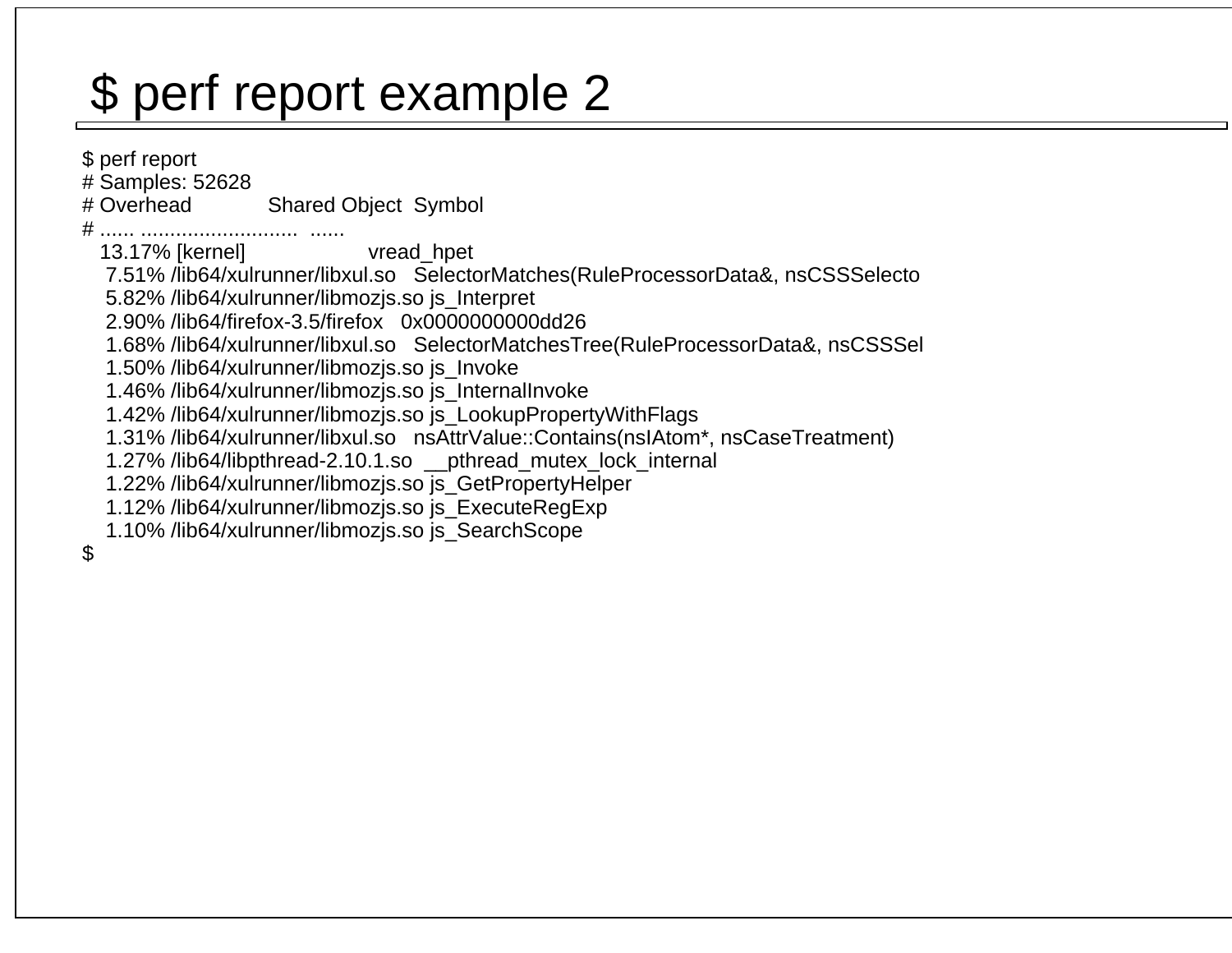# $ perf report example 2

```
$ perf report
# Samples: 52628
# Overhead          Shared Object  Symbol
# ...... ..........................  ......
   13.17% [kernel]                   vread_hpet
    7.51% /lib64/xulrunner/libxul.so   SelectorMatches(RuleProcessorData&, nsCSSSelecto
    5.82% /lib64/xulrunner/libmozjs.so js_Interpret
    2.90% /lib64/firefox-3.5/firefox   0x0000000000dd26
    1.68% /lib64/xulrunner/libxul.so   SelectorMatchesTree(RuleProcessorData&, nsCSSSel
    1.50% /lib64/xulrunner/libmozjs.so js_Invoke
    1.46% /lib64/xulrunner/libmozjs.so js_InternalInvoke
    1.42% /lib64/xulrunner/libmozjs.so js_LookupPropertyWithFlags
    1.31% /lib64/xulrunner/libxul.so   nsAttrValue::Contains(nsIAtom*, nsCaseTreatment)
    1.27% /lib64/libpthread-2.10.1.so  __pthread_mutex_lock_internal
    1.22% /lib64/xulrunner/libmozjs.so js_GetPropertyHelper
    1.12% /lib64/xulrunner/libmozjs.so js_ExecuteRegExp
    1.10% /lib64/xulrunner/libmozjs.so js_SearchScope
$
```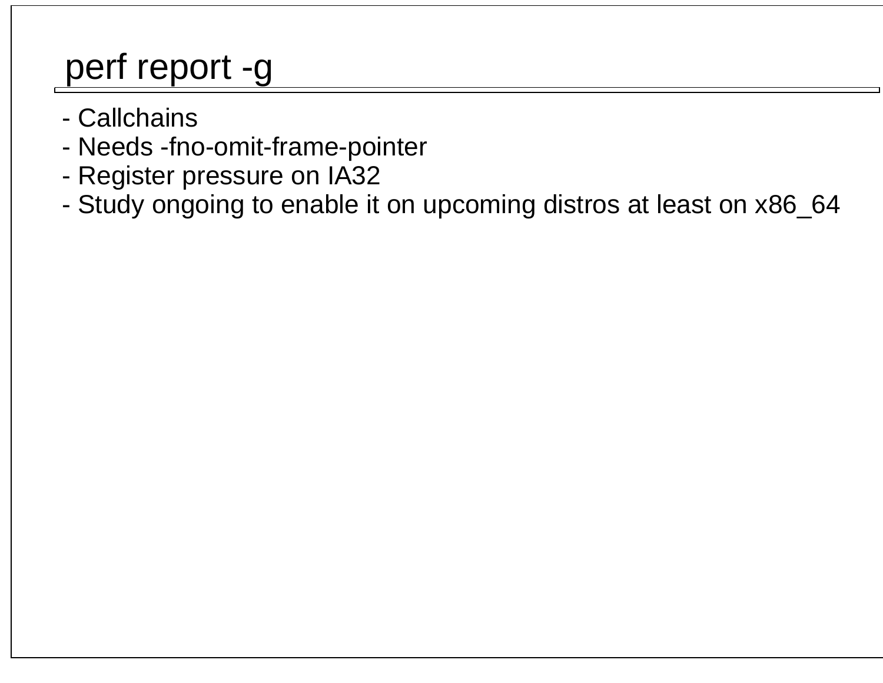# perf report -g

- Callchains
- Needs -fno-omit-frame-pointer
- Register pressure on IA32
- Study ongoing to enable it on upcoming distros at least on x86_64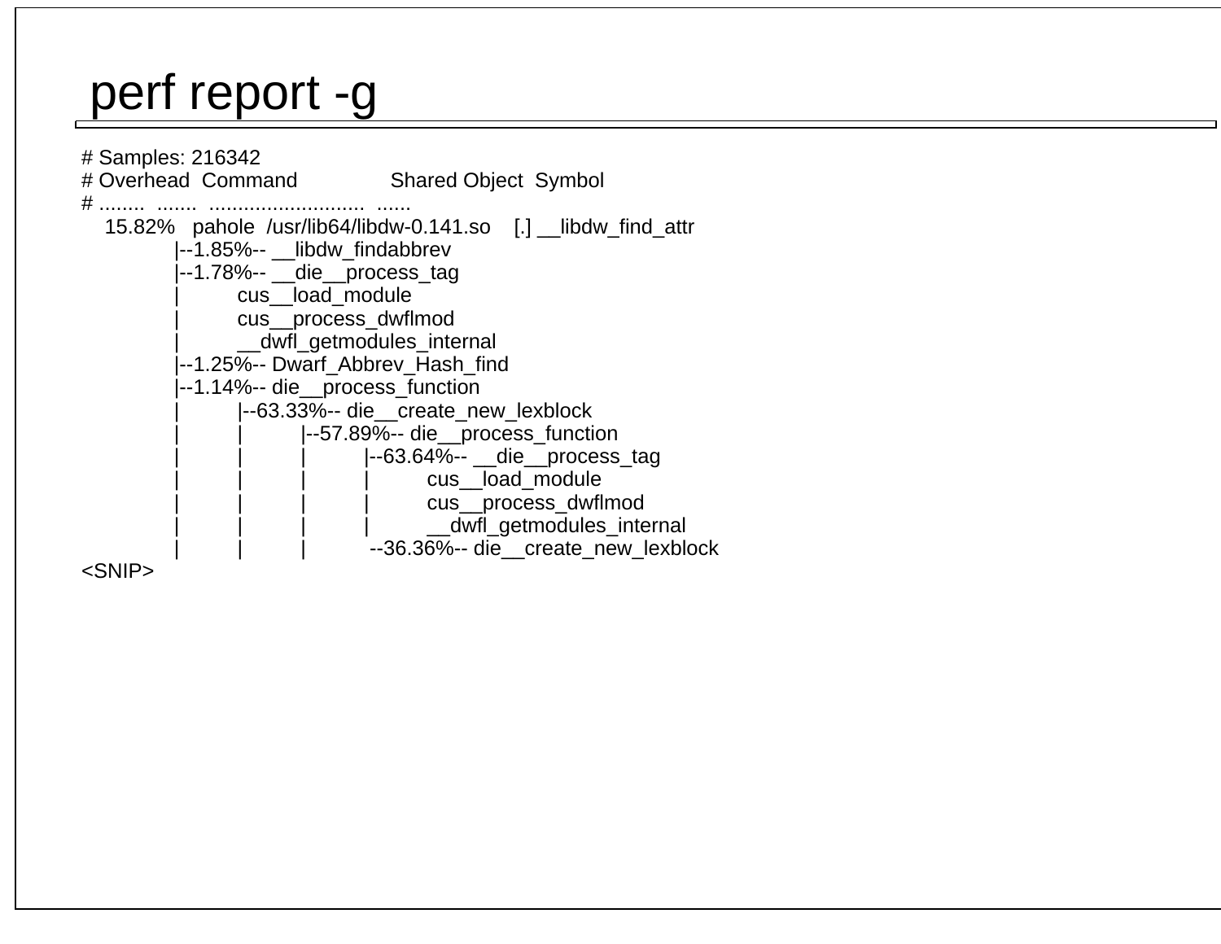# perf report -g

```
# Samples: 216342
# Overhead  Command              Shared Object  Symbol
# ........  .......  ..........................  ......
    15.82%   pahole  /usr/lib64/libdw-0.141.so    [.] __libdw_find_attr
               |--1.85%-- __libdw_findabbrev
               |--1.78%-- __die__process_tag
               |          cus__load_module
               |          cus__process_dwflmod
               |          __dwfl_getmodules_internal
               |--1.25%-- Dwarf_Abbrev_Hash_find
               |--1.14%-- die__process_function
               |          |--63.33%-- die__create_new_lexblock
               |          |          |--57.89%-- die__process_function
               |          |          |          |--63.64%-- __die__process_tag
               |          |          |          |          cus__load_module
               |          |          |          |          cus__process_dwflmod
               |          |          |          |          __dwfl_getmodules_internal
               |          |          |           --36.36%-- die__create_new_lexblock
<SNIP>
```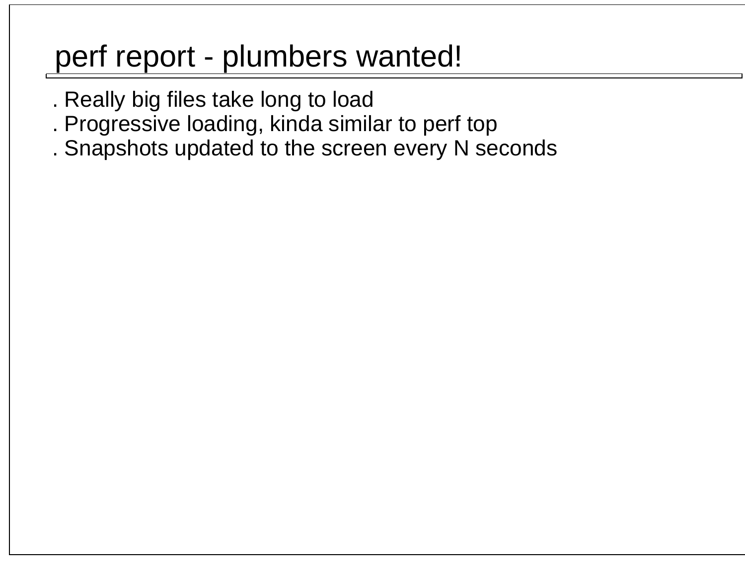# perf report - plumbers wanted!

. Really big files take long to load
. Progressive loading, kinda similar to perf top
. Snapshots updated to the screen every N seconds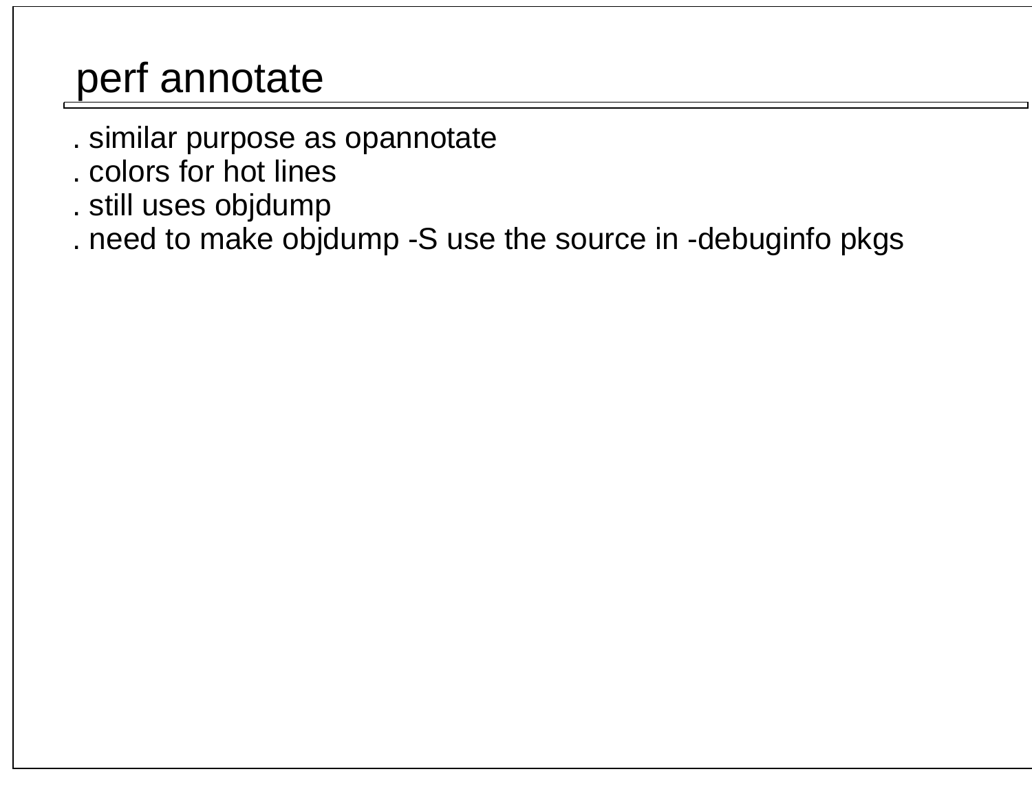# perf annotate

. similar purpose as opannotate
. colors for hot lines
. still uses objdump
. need to make objdump -S use the source in -debuginfo pkgs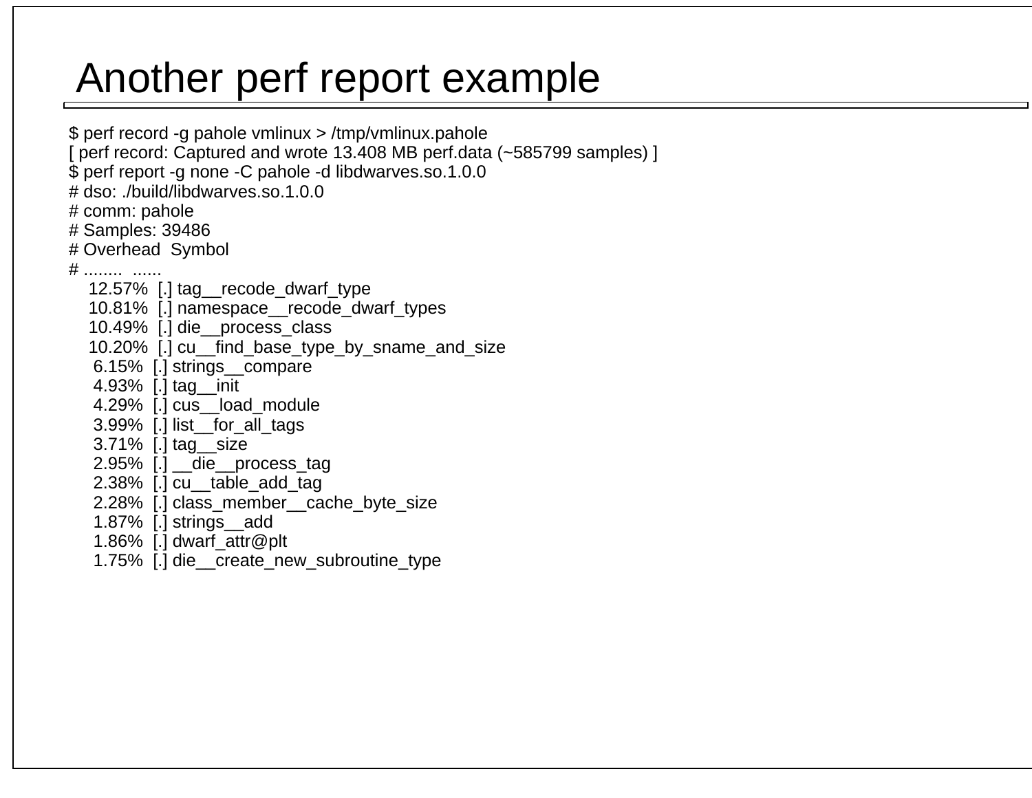# Another perf report example

```
$ perf record -g pahole vmlinux > /tmp/vmlinux.pahole
[ perf record: Captured and wrote 13.408 MB perf.data (~585799 samples) ]
$ perf report -g none -C pahole -d libdwarves.so.1.0.0
# dso: ./build/libdwarves.so.1.0.0
# comm: pahole
# Samples: 39486
# Overhead  Symbol
# ........  ......
    12.57%  [.] tag__recode_dwarf_type
    10.81%  [.] namespace__recode_dwarf_types
    10.49%  [.] die__process_class
    10.20%  [.] cu__find_base_type_by_sname_and_size
     6.15%  [.] strings__compare
     4.93%  [.] tag__init
     4.29%  [.] cus__load_module
     3.99%  [.] list__for_all_tags
     3.71%  [.] tag__size
     2.95%  [.] __die__process_tag
     2.38%  [.] cu__table_add_tag
     2.28%  [.] class_member__cache_byte_size
     1.87%  [.] strings__add
     1.86%  [.] dwarf_attr@plt
     1.75%  [.] die__create_new_subroutine_type
```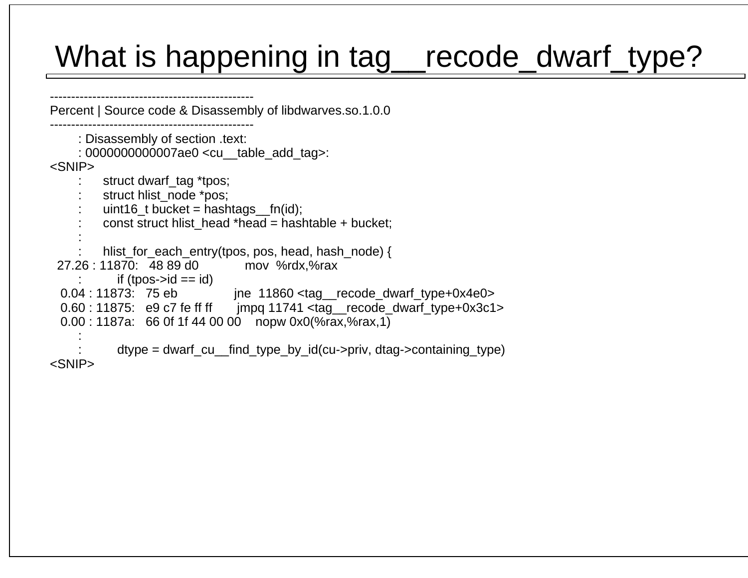# What is happening in tag__recode_dwarf_type?

```
------------------------------------------------
Percent | Source code & Disassembly of libdwarves.so.1.0.0
------------------------------------------------
        : Disassembly of section .text:
        : 0000000000007ae0 <cu__table_add_tag>:
<SNIP>
        :      struct dwarf_tag *tpos;
        :      struct hlist_node *pos;
        :      uint16_t bucket = hashtags__fn(id);
        :      const struct hlist_head *head = hashtable + bucket;
        :
        :      hlist_for_each_entry(tpos, pos, head, hash_node) {
  27.26 : 11870:   48 89 d0             mov  %rdx,%rax
        :          if (tpos->id == id)
   0.04 : 11873:   75 eb                jne  11860 <tag__recode_dwarf_type+0x4e0>
   0.60 : 11875:   e9 c7 fe ff ff       jmpq 11741 <tag__recode_dwarf_type+0x3c1>
   0.00 : 1187a:   66 0f 1f 44 00 00    nopw 0x0(%rax,%rax,1)
        :
        :          dtype = dwarf_cu__find_type_by_id(cu->priv, dtag->containing_type)
<SNIP>
```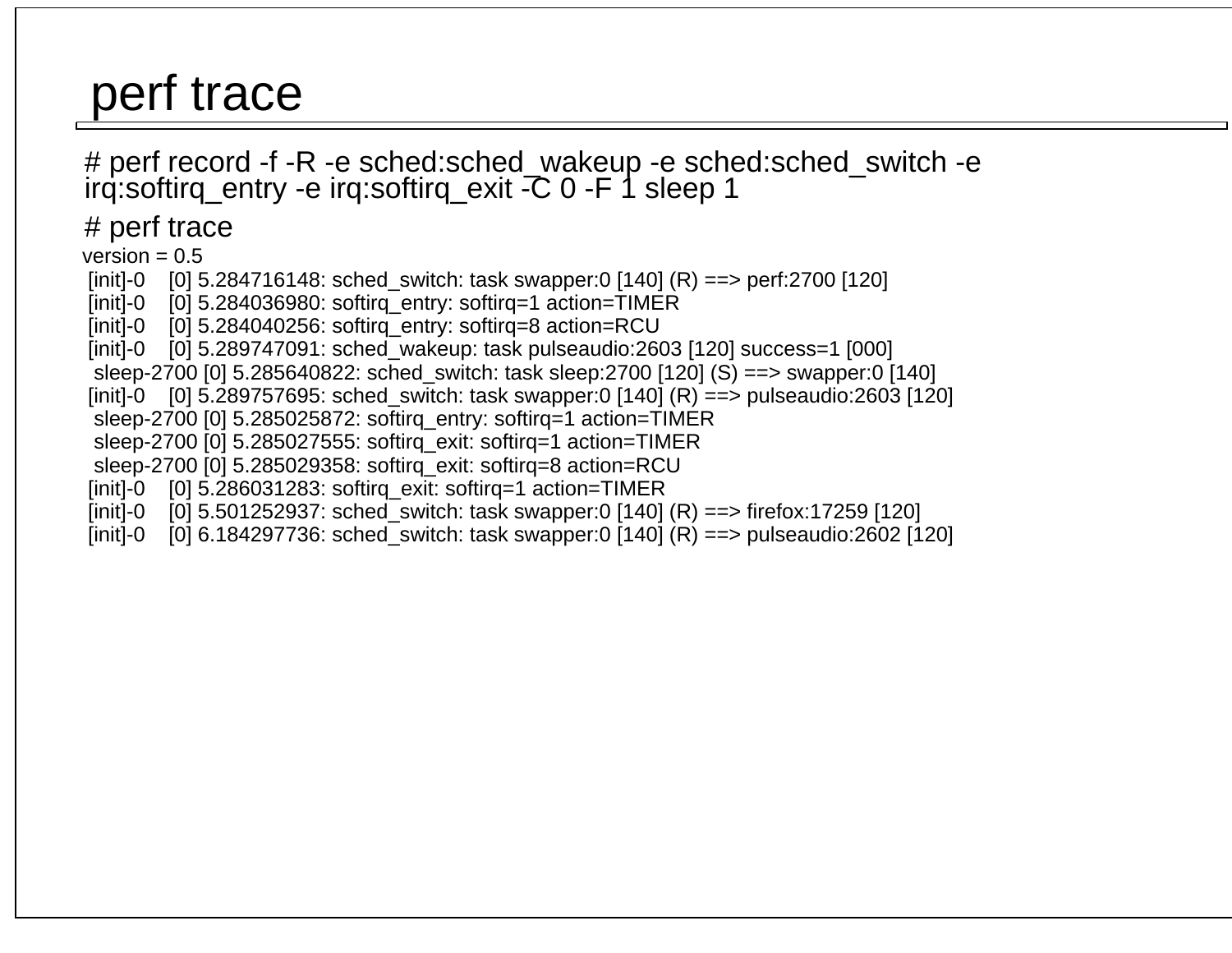# perf trace

```
# perf record -f -R -e sched:sched_wakeup -e sched:sched_switch -e irq:softirq_entry -e irq:softirq_exit -C 0 -F 1 sleep 1
```

```
# perf trace
version = 0.5
 [init]-0    [0] 5.284716148: sched_switch: task swapper:0 [140] (R) ==> perf:2700 [120]
 [init]-0    [0] 5.284036980: softirq_entry: softirq=1 action=TIMER
 [init]-0    [0] 5.284040256: softirq_entry: softirq=8 action=RCU
 [init]-0    [0] 5.289747091: sched_wakeup: task pulseaudio:2603 [120] success=1 [000]
  sleep-2700 [0] 5.285640822: sched_switch: task sleep:2700 [120] (S) ==> swapper:0 [140]
 [init]-0    [0] 5.289757695: sched_switch: task swapper:0 [140] (R) ==> pulseaudio:2603 [120]
  sleep-2700 [0] 5.285025872: softirq_entry: softirq=1 action=TIMER
  sleep-2700 [0] 5.285027555: softirq_exit: softirq=1 action=TIMER
  sleep-2700 [0] 5.285029358: softirq_exit: softirq=8 action=RCU
 [init]-0    [0] 5.286031283: softirq_exit: softirq=1 action=TIMER
 [init]-0    [0] 5.501252937: sched_switch: task swapper:0 [140] (R) ==> firefox:17259 [120]
 [init]-0    [0] 6.184297736: sched_switch: task swapper:0 [140] (R) ==> pulseaudio:2602 [120]
```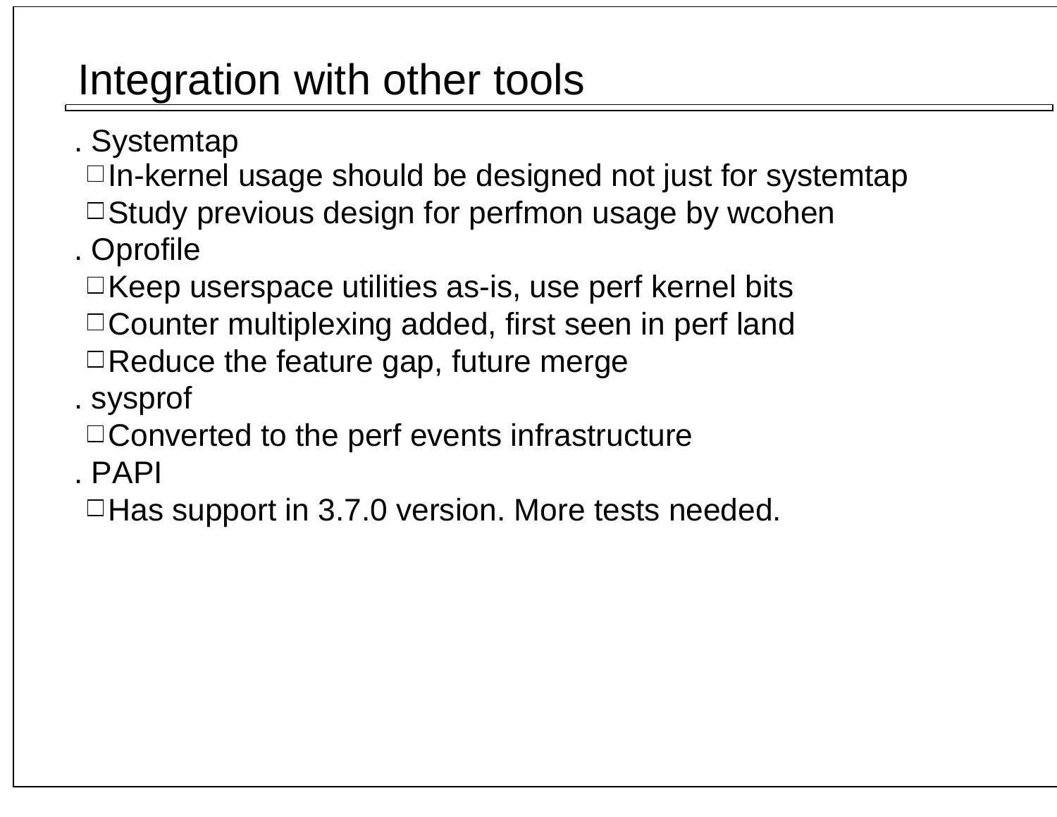# Integration with other tools

- Systemtap
  - In-kernel usage should be designed not just for systemtap
  - Study previous design for perfmon usage by wcohen
- Oprofile
  - Keep userspace utilities as-is, use perf kernel bits
  - Counter multiplexing added, first seen in perf land
  - Reduce the feature gap, future merge
- sysprof
  - Converted to the perf events infrastructure
- PAPI
  - Has support in 3.7.0 version. More tests needed.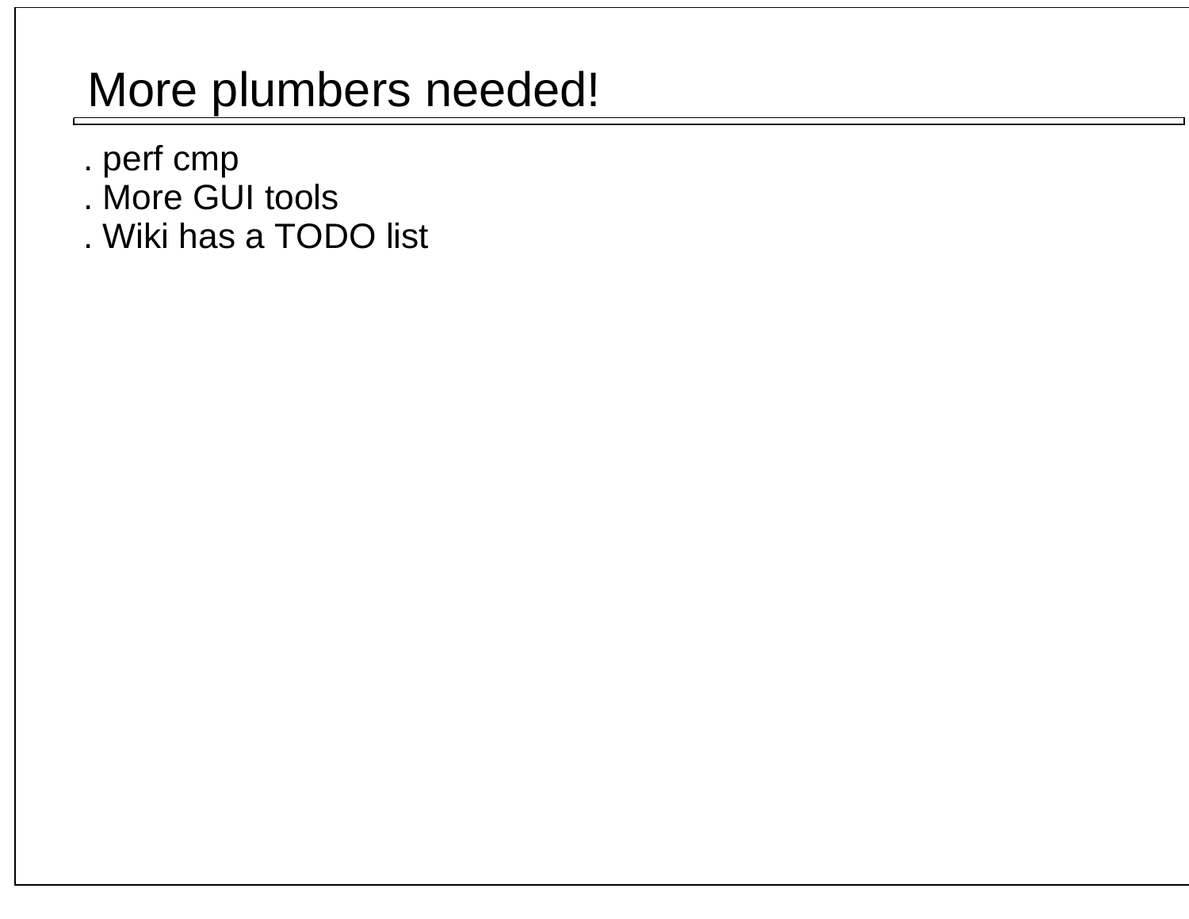# More plumbers needed!

. perf cmp
. More GUI tools
. Wiki has a TODO list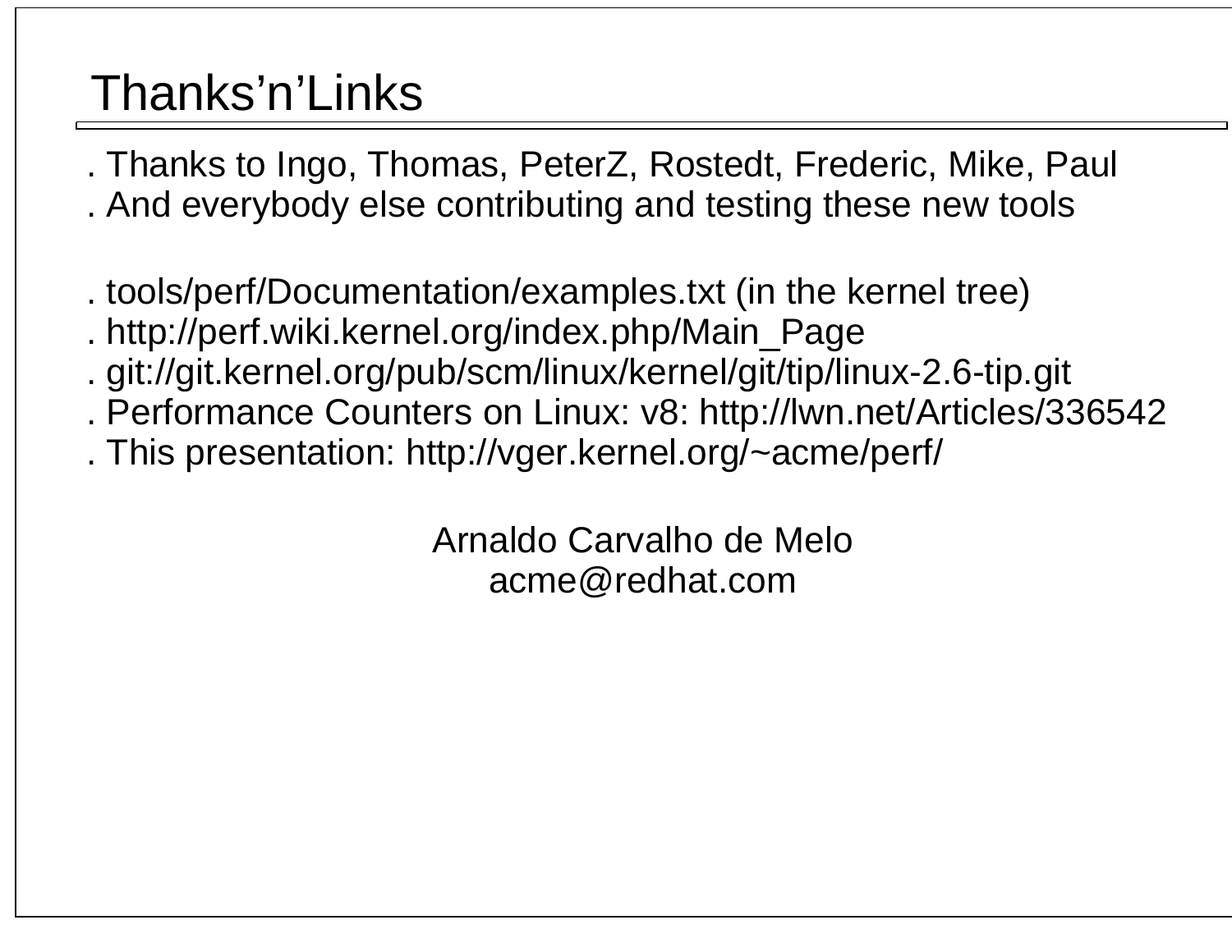# Thanks'n'Links

. Thanks to Ingo, Thomas, PeterZ, Rostedt, Frederic, Mike, Paul
. And everybody else contributing and testing these new tools

. tools/perf/Documentation/examples.txt (in the kernel tree)
. http://perf.wiki.kernel.org/index.php/Main_Page
. git://git.kernel.org/pub/scm/linux/kernel/git/tip/linux-2.6-tip.git
. Performance Counters on Linux: v8: http://lwn.net/Articles/336542
. This presentation: http://vger.kernel.org/~acme/perf/

Arnaldo Carvalho de Melo
acme@redhat.com